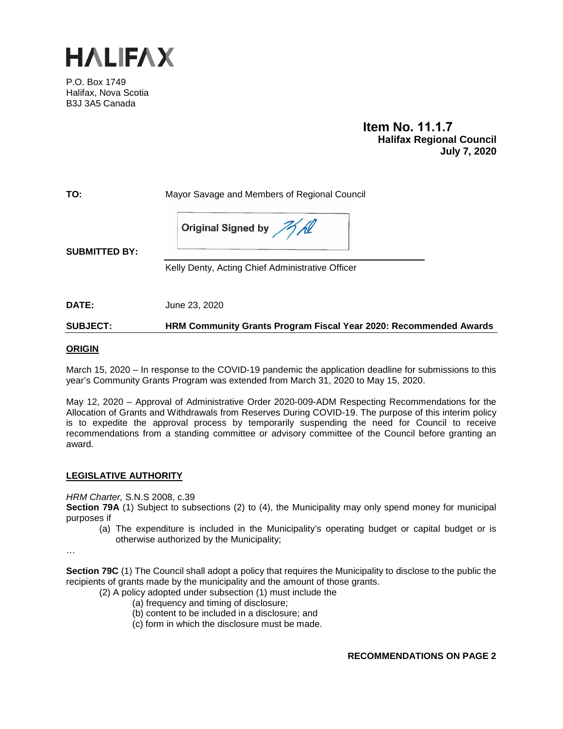# HALIFAX

P.O. Box 1749
Halifax, Nova Scotia
B3J 3A5 Canada

**Item No. 11.1.7**
**Halifax Regional Council**
**July 7, 2020**

**TO:** Mayor Savage and Members of Regional Council

**SUBMITTED BY:** Original Signed by

Kelly Denty, Acting Chief Administrative Officer

**DATE:** June 23, 2020

**SUBJECT:** **HRM Community Grants Program Fiscal Year 2020: Recommended Awards**

## ORIGIN

March 15, 2020 – In response to the COVID-19 pandemic the application deadline for submissions to this year's Community Grants Program was extended from March 31, 2020 to May 15, 2020.

May 12, 2020 – Approval of Administrative Order 2020-009-ADM Respecting Recommendations for the Allocation of Grants and Withdrawals from Reserves During COVID-19. The purpose of this interim policy is to expedite the approval process by temporarily suspending the need for Council to receive recommendations from a standing committee or advisory committee of the Council before granting an award.

## LEGISLATIVE AUTHORITY

*HRM Charter,* S.N.S 2008, c.39

**Section 79A** (1) Subject to subsections (2) to (4), the Municipality may only spend money for municipal purposes if

(a) The expenditure is included in the Municipality's operating budget or capital budget or is otherwise authorized by the Municipality;

…

**Section 79C** (1) The Council shall adopt a policy that requires the Municipality to disclose to the public the recipients of grants made by the municipality and the amount of those grants.

(2) A policy adopted under subsection (1) must include the

(a) frequency and timing of disclosure;
(b) content to be included in a disclosure; and
(c) form in which the disclosure must be made.

**RECOMMENDATIONS ON PAGE 2**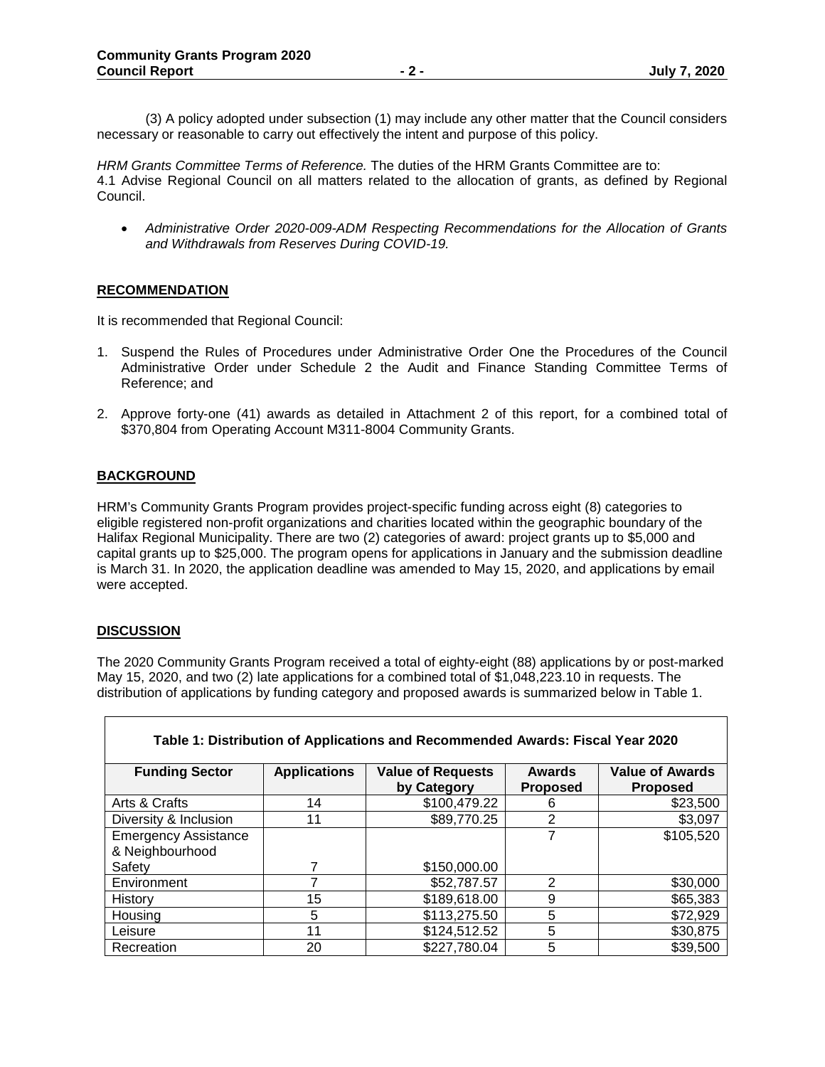(3) A policy adopted under subsection (1) may include any other matter that the Council considers necessary or reasonable to carry out effectively the intent and purpose of this policy.

*HRM Grants Committee Terms of Reference.* The duties of the HRM Grants Committee are to:
4.1 Advise Regional Council on all matters related to the allocation of grants, as defined by Regional Council.

- *Administrative Order 2020-009-ADM Respecting Recommendations for the Allocation of Grants and Withdrawals from Reserves During COVID-19.*

## RECOMMENDATION

It is recommended that Regional Council:

1. Suspend the Rules of Procedures under Administrative Order One the Procedures of the Council Administrative Order under Schedule 2 the Audit and Finance Standing Committee Terms of Reference; and
2. Approve forty-one (41) awards as detailed in Attachment 2 of this report, for a combined total of $370,804 from Operating Account M311-8004 Community Grants.

## BACKGROUND

HRM's Community Grants Program provides project-specific funding across eight (8) categories to eligible registered non-profit organizations and charities located within the geographic boundary of the Halifax Regional Municipality. There are two (2) categories of award: project grants up to $5,000 and capital grants up to $25,000. The program opens for applications in January and the submission deadline is March 31. In 2020, the application deadline was amended to May 15, 2020, and applications by email were accepted.

## DISCUSSION

The 2020 Community Grants Program received a total of eighty-eight (88) applications by or post-marked May 15, 2020, and two (2) late applications for a combined total of $1,048,223.10 in requests. The distribution of applications by funding category and proposed awards is summarized below in Table 1.

**Table 1: Distribution of Applications and Recommended Awards: Fiscal Year 2020**

| Funding Sector | Applications | Value of Requests by Category | Awards Proposed | Value of Awards Proposed |
|---|---|---|---|---|
| Arts & Crafts | 14 | $100,479.22 | 6 | $23,500 |
| Diversity & Inclusion | 11 | $89,770.25 | 2 | $3,097 |
| Emergency Assistance & Neighbourhood Safety | 7 | $150,000.00 | 7 | $105,520 |
| Environment | 7 | $52,787.57 | 2 | $30,000 |
| History | 15 | $189,618.00 | 9 | $65,383 |
| Housing | 5 | $113,275.50 | 5 | $72,929 |
| Leisure | 11 | $124,512.52 | 5 | $30,875 |
| Recreation | 20 | $227,780.04 | 5 | $39,500 |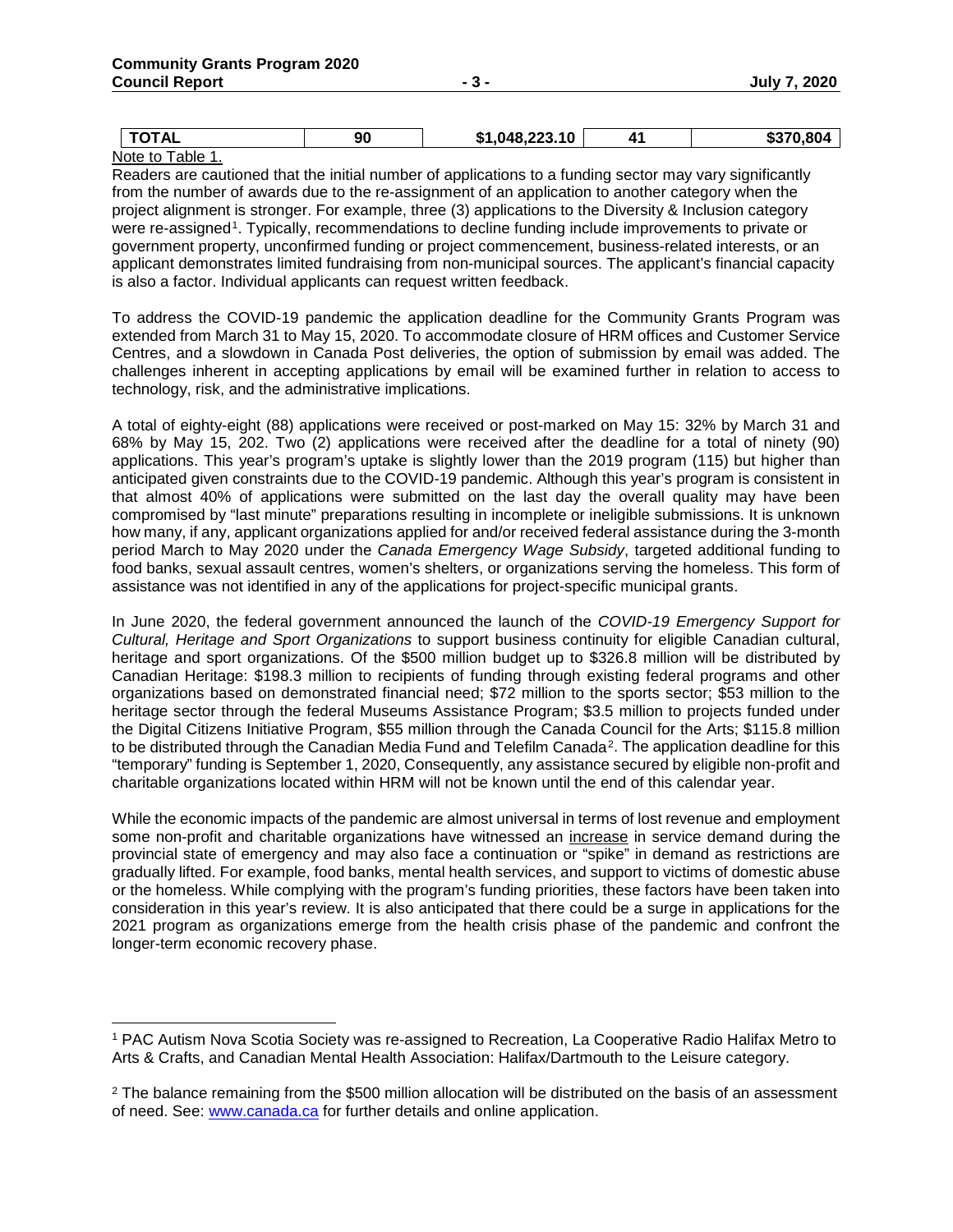| TOTAL | 90 | $1,048,223.10 | 41 | $370,804 |
|---|---|---|---|---|

Note to Table 1.

Readers are cautioned that the initial number of applications to a funding sector may vary significantly from the number of awards due to the re-assignment of an application to another category when the project alignment is stronger. For example, three (3) applications to the Diversity & Inclusion category were re-assigned[1]. Typically, recommendations to decline funding include improvements to private or government property, unconfirmed funding or project commencement, business-related interests, or an applicant demonstrates limited fundraising from non-municipal sources. The applicant's financial capacity is also a factor. Individual applicants can request written feedback.

To address the COVID-19 pandemic the application deadline for the Community Grants Program was extended from March 31 to May 15, 2020. To accommodate closure of HRM offices and Customer Service Centres, and a slowdown in Canada Post deliveries, the option of submission by email was added. The challenges inherent in accepting applications by email will be examined further in relation to access to technology, risk, and the administrative implications.

A total of eighty-eight (88) applications were received or post-marked on May 15: 32% by March 31 and 68% by May 15, 202. Two (2) applications were received after the deadline for a total of ninety (90) applications. This year's program's uptake is slightly lower than the 2019 program (115) but higher than anticipated given constraints due to the COVID-19 pandemic. Although this year's program is consistent in that almost 40% of applications were submitted on the last day the overall quality may have been compromised by "last minute" preparations resulting in incomplete or ineligible submissions. It is unknown how many, if any, applicant organizations applied for and/or received federal assistance during the 3-month period March to May 2020 under the *Canada Emergency Wage Subsidy*, targeted additional funding to food banks, sexual assault centres, women's shelters, or organizations serving the homeless. This form of assistance was not identified in any of the applications for project-specific municipal grants.

In June 2020, the federal government announced the launch of the *COVID-19 Emergency Support for Cultural, Heritage and Sport Organizations* to support business continuity for eligible Canadian cultural, heritage and sport organizations. Of the $500 million budget up to $326.8 million will be distributed by Canadian Heritage: $198.3 million to recipients of funding through existing federal programs and other organizations based on demonstrated financial need; $72 million to the sports sector; $53 million to the heritage sector through the federal Museums Assistance Program; $3.5 million to projects funded under the Digital Citizens Initiative Program, $55 million through the Canada Council for the Arts; $115.8 million to be distributed through the Canadian Media Fund and Telefilm Canada[2]. The application deadline for this "temporary" funding is September 1, 2020, Consequently, any assistance secured by eligible non-profit and charitable organizations located within HRM will not be known until the end of this calendar year.

While the economic impacts of the pandemic are almost universal in terms of lost revenue and employment some non-profit and charitable organizations have witnessed an increase in service demand during the provincial state of emergency and may also face a continuation or "spike" in demand as restrictions are gradually lifted. For example, food banks, mental health services, and support to victims of domestic abuse or the homeless. While complying with the program's funding priorities, these factors have been taken into consideration in this year's review. It is also anticipated that there could be a surge in applications for the 2021 program as organizations emerge from the health crisis phase of the pandemic and confront the longer-term economic recovery phase.

---

[1] PAC Autism Nova Scotia Society was re-assigned to Recreation, La Cooperative Radio Halifax Metro to Arts & Crafts, and Canadian Mental Health Association: Halifax/Dartmouth to the Leisure category.

[2] The balance remaining from the $500 million allocation will be distributed on the basis of an assessment of need. See: www.canada.ca for further details and online application.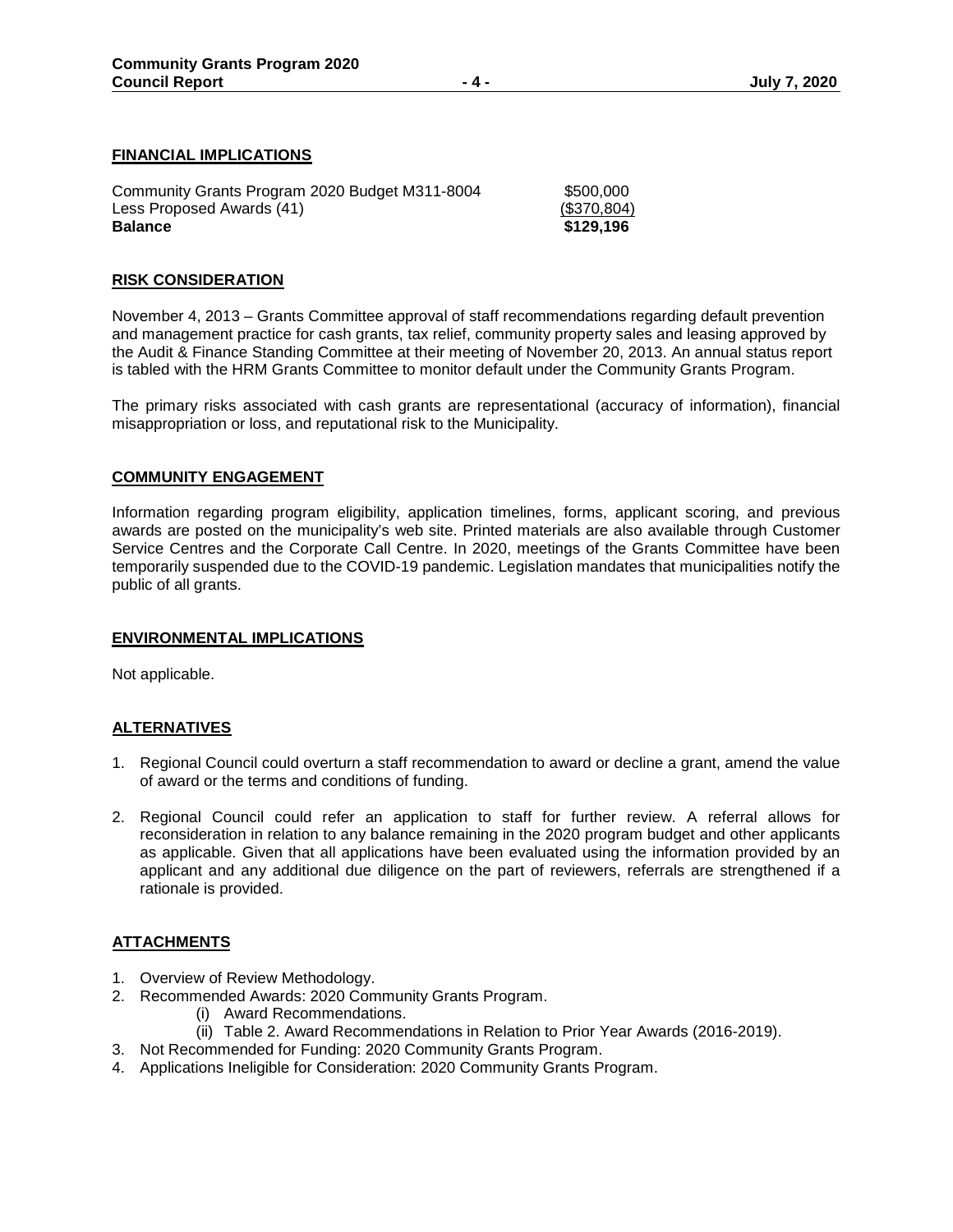## FINANCIAL IMPLICATIONS

| | |
|---|---|
| Community Grants Program 2020 Budget M311-8004 | \$500,000 |
| Less Proposed Awards (41) | (\$370,804) |
| **Balance** | **\$129,196** |

## RISK CONSIDERATION

November 4, 2013 – Grants Committee approval of staff recommendations regarding default prevention and management practice for cash grants, tax relief, community property sales and leasing approved by the Audit & Finance Standing Committee at their meeting of November 20, 2013. An annual status report is tabled with the HRM Grants Committee to monitor default under the Community Grants Program.

The primary risks associated with cash grants are representational (accuracy of information), financial misappropriation or loss, and reputational risk to the Municipality.

## COMMUNITY ENGAGEMENT

Information regarding program eligibility, application timelines, forms, applicant scoring, and previous awards are posted on the municipality's web site. Printed materials are also available through Customer Service Centres and the Corporate Call Centre. In 2020, meetings of the Grants Committee have been temporarily suspended due to the COVID-19 pandemic. Legislation mandates that municipalities notify the public of all grants.

## ENVIRONMENTAL IMPLICATIONS

Not applicable.

## ALTERNATIVES

1. Regional Council could overturn a staff recommendation to award or decline a grant, amend the value of award or the terms and conditions of funding.
2. Regional Council could refer an application to staff for further review. A referral allows for reconsideration in relation to any balance remaining in the 2020 program budget and other applicants as applicable. Given that all applications have been evaluated using the information provided by an applicant and any additional due diligence on the part of reviewers, referrals are strengthened if a rationale is provided.

## ATTACHMENTS

1. Overview of Review Methodology.
2. Recommended Awards: 2020 Community Grants Program.
   (i) Award Recommendations.
   (ii) Table 2. Award Recommendations in Relation to Prior Year Awards (2016-2019).
3. Not Recommended for Funding: 2020 Community Grants Program.
4. Applications Ineligible for Consideration: 2020 Community Grants Program.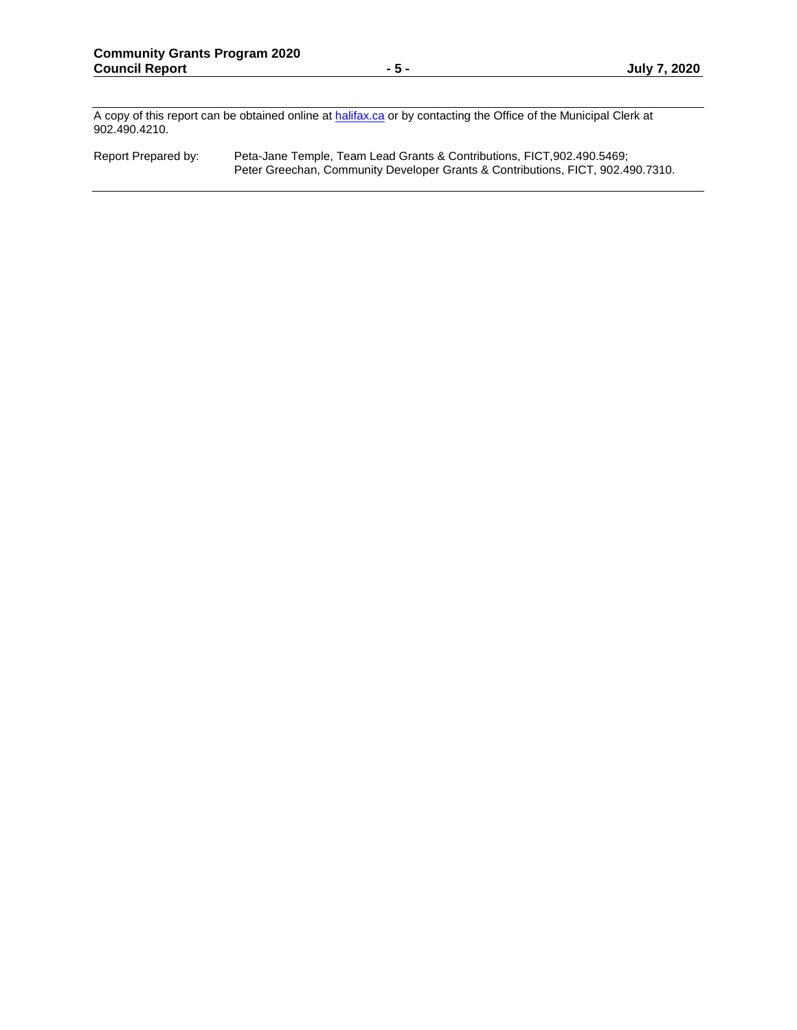A copy of this report can be obtained online at [halifax.ca](http://www.halifax.ca) or by contacting the Office of the Municipal Clerk at 902.490.4210.

Report Prepared by: Peta-Jane Temple, Team Lead Grants & Contributions, FICT,902.490.5469; Peter Greechan, Community Developer Grants & Contributions, FICT, 902.490.7310.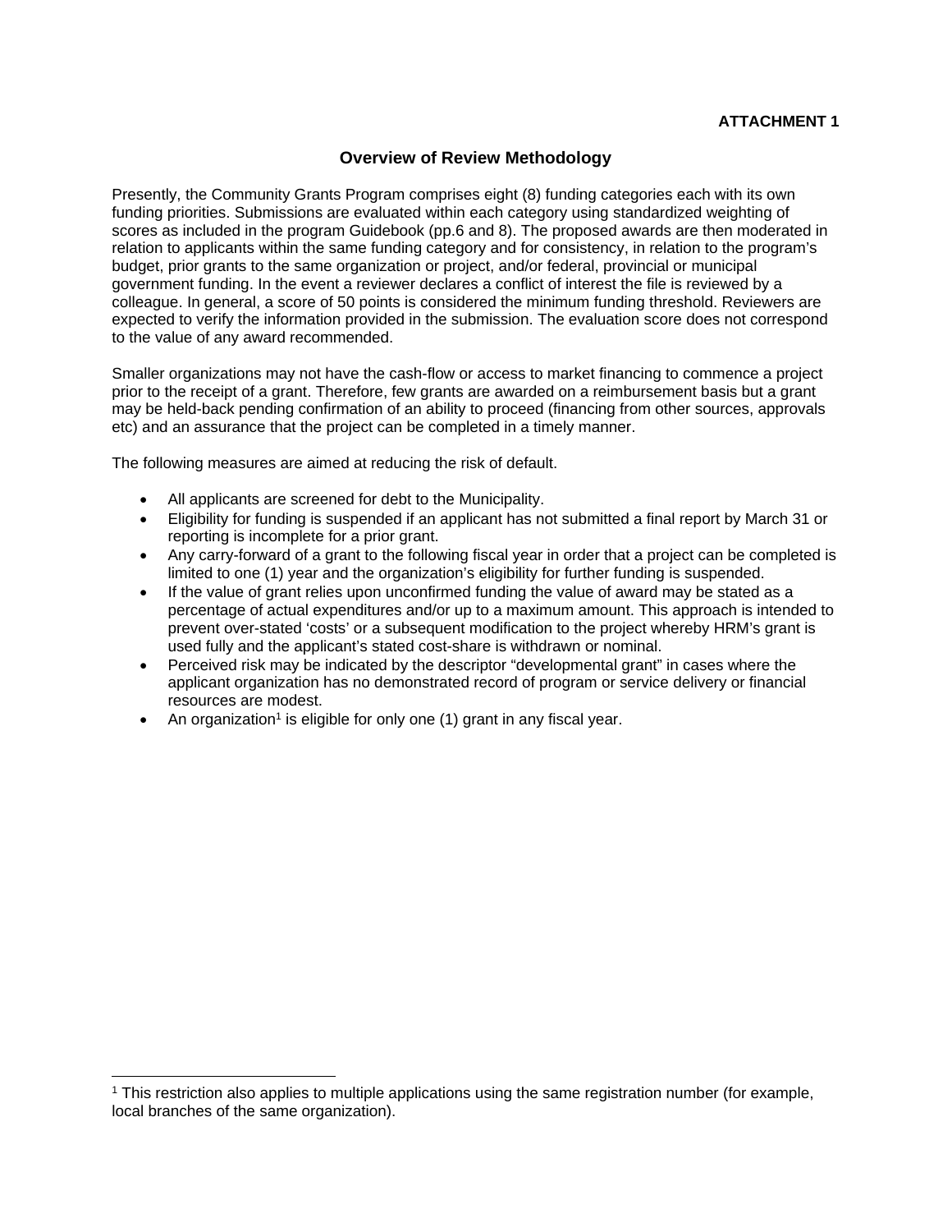**ATTACHMENT 1**

## Overview of Review Methodology

Presently, the Community Grants Program comprises eight (8) funding categories each with its own funding priorities. Submissions are evaluated within each category using standardized weighting of scores as included in the program Guidebook (pp.6 and 8). The proposed awards are then moderated in relation to applicants within the same funding category and for consistency, in relation to the program's budget, prior grants to the same organization or project, and/or federal, provincial or municipal government funding. In the event a reviewer declares a conflict of interest the file is reviewed by a colleague. In general, a score of 50 points is considered the minimum funding threshold. Reviewers are expected to verify the information provided in the submission. The evaluation score does not correspond to the value of any award recommended.

Smaller organizations may not have the cash-flow or access to market financing to commence a project prior to the receipt of a grant. Therefore, few grants are awarded on a reimbursement basis but a grant may be held-back pending confirmation of an ability to proceed (financing from other sources, approvals etc) and an assurance that the project can be completed in a timely manner.

The following measures are aimed at reducing the risk of default.

- All applicants are screened for debt to the Municipality.
- Eligibility for funding is suspended if an applicant has not submitted a final report by March 31 or reporting is incomplete for a prior grant.
- Any carry-forward of a grant to the following fiscal year in order that a project can be completed is limited to one (1) year and the organization's eligibility for further funding is suspended.
- If the value of grant relies upon unconfirmed funding the value of award may be stated as a percentage of actual expenditures and/or up to a maximum amount. This approach is intended to prevent over-stated 'costs' or a subsequent modification to the project whereby HRM's grant is used fully and the applicant's stated cost-share is withdrawn or nominal.
- Perceived risk may be indicated by the descriptor "developmental grant" in cases where the applicant organization has no demonstrated record of program or service delivery or financial resources are modest.
- An organization[1] is eligible for only one (1) grant in any fiscal year.

---

[1] This restriction also applies to multiple applications using the same registration number (for example, local branches of the same organization).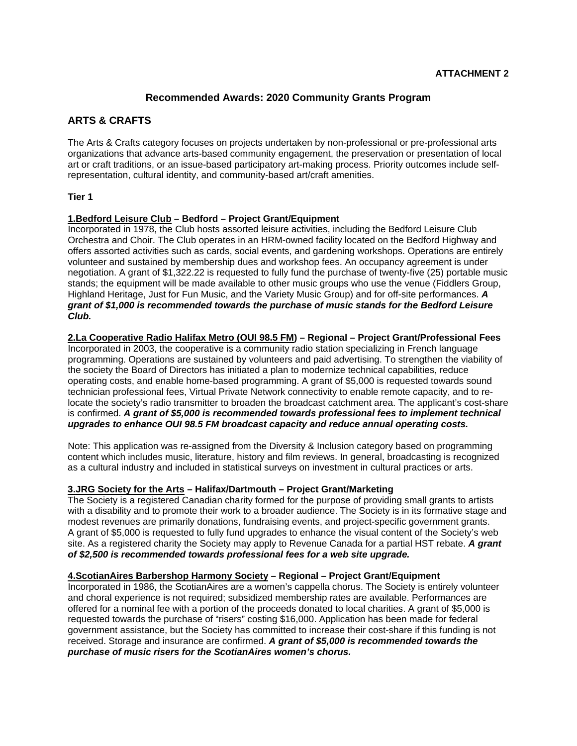**ATTACHMENT 2**

# Recommended Awards: 2020 Community Grants Program

## ARTS & CRAFTS

The Arts & Crafts category focuses on projects undertaken by non-professional or pre-professional arts organizations that advance arts-based community engagement, the preservation or presentation of local art or craft traditions, or an issue-based participatory art-making process. Priority outcomes include self-representation, cultural identity, and community-based art/craft amenities.

**Tier 1**

**1.Bedford Leisure Club – Bedford – Project Grant/Equipment**
Incorporated in 1978, the Club hosts assorted leisure activities, including the Bedford Leisure Club Orchestra and Choir. The Club operates in an HRM-owned facility located on the Bedford Highway and offers assorted activities such as cards, social events, and gardening workshops. Operations are entirely volunteer and sustained by membership dues and workshop fees. An occupancy agreement is under negotiation. A grant of $1,322.22 is requested to fully fund the purchase of twenty-five (25) portable music stands; the equipment will be made available to other music groups who use the venue (Fiddlers Group, Highland Heritage, Just for Fun Music, and the Variety Music Group) and for off-site performances. ***A grant of $1,000 is recommended towards the purchase of music stands for the Bedford Leisure Club.***

**2.La Cooperative Radio Halifax Metro (OUI 98.5 FM) – Regional – Project Grant/Professional Fees**
Incorporated in 2003, the cooperative is a community radio station specializing in French language programming. Operations are sustained by volunteers and paid advertising. To strengthen the viability of the society the Board of Directors has initiated a plan to modernize technical capabilities, reduce operating costs, and enable home-based programming. A grant of $5,000 is requested towards sound technician professional fees, Virtual Private Network connectivity to enable remote capacity, and to re-locate the society's radio transmitter to broaden the broadcast catchment area. The applicant's cost-share is confirmed. ***A grant of $5,000 is recommended towards professional fees to implement technical upgrades to enhance OUI 98.5 FM broadcast capacity and reduce annual operating costs.***

Note: This application was re-assigned from the Diversity & Inclusion category based on programming content which includes music, literature, history and film reviews. In general, broadcasting is recognized as a cultural industry and included in statistical surveys on investment in cultural practices or arts.

**3.JRG Society for the Arts – Halifax/Dartmouth – Project Grant/Marketing**
The Society is a registered Canadian charity formed for the purpose of providing small grants to artists with a disability and to promote their work to a broader audience. The Society is in its formative stage and modest revenues are primarily donations, fundraising events, and project-specific government grants. A grant of $5,000 is requested to fully fund upgrades to enhance the visual content of the Society's web site. As a registered charity the Society may apply to Revenue Canada for a partial HST rebate. ***A grant of $2,500 is recommended towards professional fees for a web site upgrade.***

**4.ScotianAires Barbershop Harmony Society – Regional – Project Grant/Equipment**
Incorporated in 1986, the ScotianAires are a women's cappella chorus. The Society is entirely volunteer and choral experience is not required; subsidized membership rates are available. Performances are offered for a nominal fee with a portion of the proceeds donated to local charities. A grant of $5,000 is requested towards the purchase of "risers" costing $16,000. Application has been made for federal government assistance, but the Society has committed to increase their cost-share if this funding is not received. Storage and insurance are confirmed. ***A grant of $5,000 is recommended towards the purchase of music risers for the ScotianAires women's chorus.***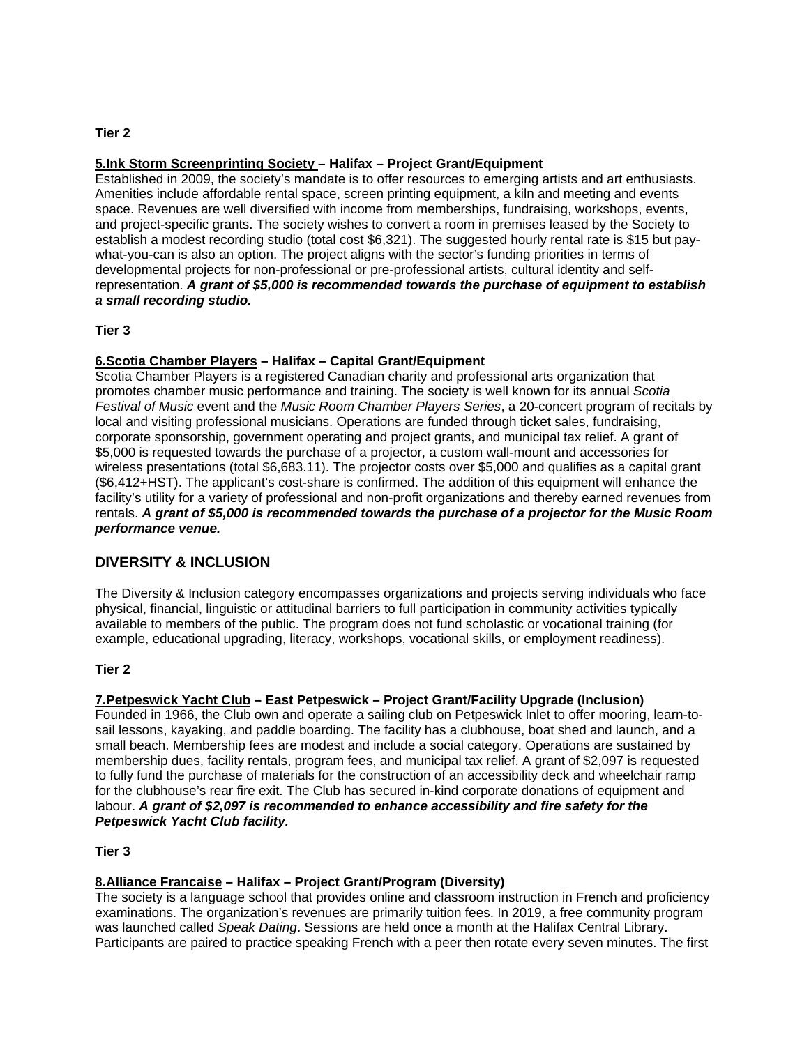**Tier 2**

**<u>5.Ink Storm Screenprinting Society</u> – Halifax – Project Grant/Equipment**
Established in 2009, the society's mandate is to offer resources to emerging artists and art enthusiasts. Amenities include affordable rental space, screen printing equipment, a kiln and meeting and events space. Revenues are well diversified with income from memberships, fundraising, workshops, events, and project-specific grants. The society wishes to convert a room in premises leased by the Society to establish a modest recording studio (total cost $6,321). The suggested hourly rental rate is $15 but pay-what-you-can is also an option. The project aligns with the sector's funding priorities in terms of developmental projects for non-professional or pre-professional artists, cultural identity and self-representation. ***A grant of $5,000 is recommended towards the purchase of equipment to establish a small recording studio.***

**Tier 3**

**<u>6.Scotia Chamber Players</u> – Halifax – Capital Grant/Equipment**
Scotia Chamber Players is a registered Canadian charity and professional arts organization that promotes chamber music performance and training. The society is well known for its annual *Scotia Festival of Music* event and the *Music Room Chamber Players Series*, a 20-concert program of recitals by local and visiting professional musicians. Operations are funded through ticket sales, fundraising, corporate sponsorship, government operating and project grants, and municipal tax relief. A grant of $5,000 is requested towards the purchase of a projector, a custom wall-mount and accessories for wireless presentations (total $6,683.11). The projector costs over $5,000 and qualifies as a capital grant ($6,412+HST). The applicant's cost-share is confirmed. The addition of this equipment will enhance the facility's utility for a variety of professional and non-profit organizations and thereby earned revenues from rentals. ***A grant of $5,000 is recommended towards the purchase of a projector for the Music Room performance venue.***

## DIVERSITY & INCLUSION

The Diversity & Inclusion category encompasses organizations and projects serving individuals who face physical, financial, linguistic or attitudinal barriers to full participation in community activities typically available to members of the public. The program does not fund scholastic or vocational training (for example, educational upgrading, literacy, workshops, vocational skills, or employment readiness).

**Tier 2**

**<u>7.Petpeswick Yacht Club</u> – East Petpeswick – Project Grant/Facility Upgrade (Inclusion)**
Founded in 1966, the Club own and operate a sailing club on Petpeswick Inlet to offer mooring, learn-to-sail lessons, kayaking, and paddle boarding. The facility has a clubhouse, boat shed and launch, and a small beach. Membership fees are modest and include a social category. Operations are sustained by membership dues, facility rentals, program fees, and municipal tax relief. A grant of $2,097 is requested to fully fund the purchase of materials for the construction of an accessibility deck and wheelchair ramp for the clubhouse's rear fire exit. The Club has secured in-kind corporate donations of equipment and labour. ***A grant of $2,097 is recommended to enhance accessibility and fire safety for the Petpeswick Yacht Club facility.***

**Tier 3**

**<u>8.Alliance Francaise</u> – Halifax – Project Grant/Program (Diversity)**
The society is a language school that provides online and classroom instruction in French and proficiency examinations. The organization's revenues are primarily tuition fees. In 2019, a free community program was launched called *Speak Dating*. Sessions are held once a month at the Halifax Central Library. Participants are paired to practice speaking French with a peer then rotate every seven minutes. The first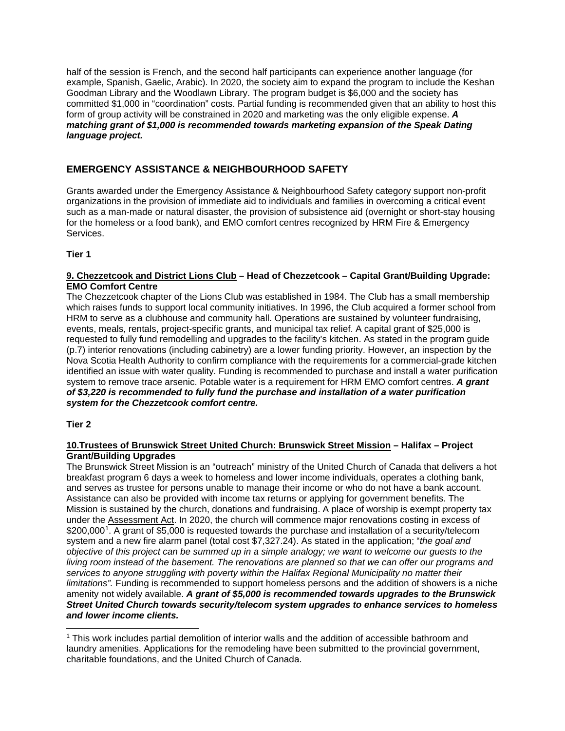half of the session is French, and the second half participants can experience another language (for example, Spanish, Gaelic, Arabic). In 2020, the society aim to expand the program to include the Keshan Goodman Library and the Woodlawn Library. The program budget is $6,000 and the society has committed $1,000 in "coordination" costs. Partial funding is recommended given that an ability to host this form of group activity will be constrained in 2020 and marketing was the only eligible expense. ***A matching grant of $1,000 is recommended towards marketing expansion of the Speak Dating language project.***

## EMERGENCY ASSISTANCE & NEIGHBOURHOOD SAFETY

Grants awarded under the Emergency Assistance & Neighbourhood Safety category support non-profit organizations in the provision of immediate aid to individuals and families in overcoming a critical event such as a man-made or natural disaster, the provision of subsistence aid (overnight or short-stay housing for the homeless or a food bank), and EMO comfort centres recognized by HRM Fire & Emergency Services.

**Tier 1**

**9. Chezzetcook and District Lions Club – Head of Chezzetcook – Capital Grant/Building Upgrade: EMO Comfort Centre**

The Chezzetcook chapter of the Lions Club was established in 1984. The Club has a small membership which raises funds to support local community initiatives. In 1996, the Club acquired a former school from HRM to serve as a clubhouse and community hall. Operations are sustained by volunteer fundraising, events, meals, rentals, project-specific grants, and municipal tax relief. A capital grant of $25,000 is requested to fully fund remodelling and upgrades to the facility's kitchen. As stated in the program guide (p.7) interior renovations (including cabinetry) are a lower funding priority. However, an inspection by the Nova Scotia Health Authority to confirm compliance with the requirements for a commercial-grade kitchen identified an issue with water quality. Funding is recommended to purchase and install a water purification system to remove trace arsenic. Potable water is a requirement for HRM EMO comfort centres. ***A grant of $3,220 is recommended to fully fund the purchase and installation of a water purification system for the Chezzetcook comfort centre.***

**Tier 2**

**10.Trustees of Brunswick Street United Church: Brunswick Street Mission – Halifax – Project Grant/Building Upgrades**

The Brunswick Street Mission is an "outreach" ministry of the United Church of Canada that delivers a hot breakfast program 6 days a week to homeless and lower income individuals, operates a clothing bank, and serves as trustee for persons unable to manage their income or who do not have a bank account. Assistance can also be provided with income tax returns or applying for government benefits. The Mission is sustained by the church, donations and fundraising. A place of worship is exempt property tax under the Assessment Act. In 2020, the church will commence major renovations costing in excess of $200,000[1]. A grant of $5,000 is requested towards the purchase and installation of a security/telecom system and a new fire alarm panel (total cost $7,327.24). As stated in the application; "*the goal and objective of this project can be summed up in a simple analogy; we want to welcome our guests to the living room instead of the basement. The renovations are planned so that we can offer our programs and services to anyone struggling with poverty within the Halifax Regional Municipality no matter their limitations".* Funding is recommended to support homeless persons and the addition of showers is a niche amenity not widely available. ***A grant of $5,000 is recommended towards upgrades to the Brunswick Street United Church towards security/telecom system upgrades to enhance services to homeless and lower income clients.***

[1] This work includes partial demolition of interior walls and the addition of accessible bathroom and laundry amenities. Applications for the remodeling have been submitted to the provincial government, charitable foundations, and the United Church of Canada.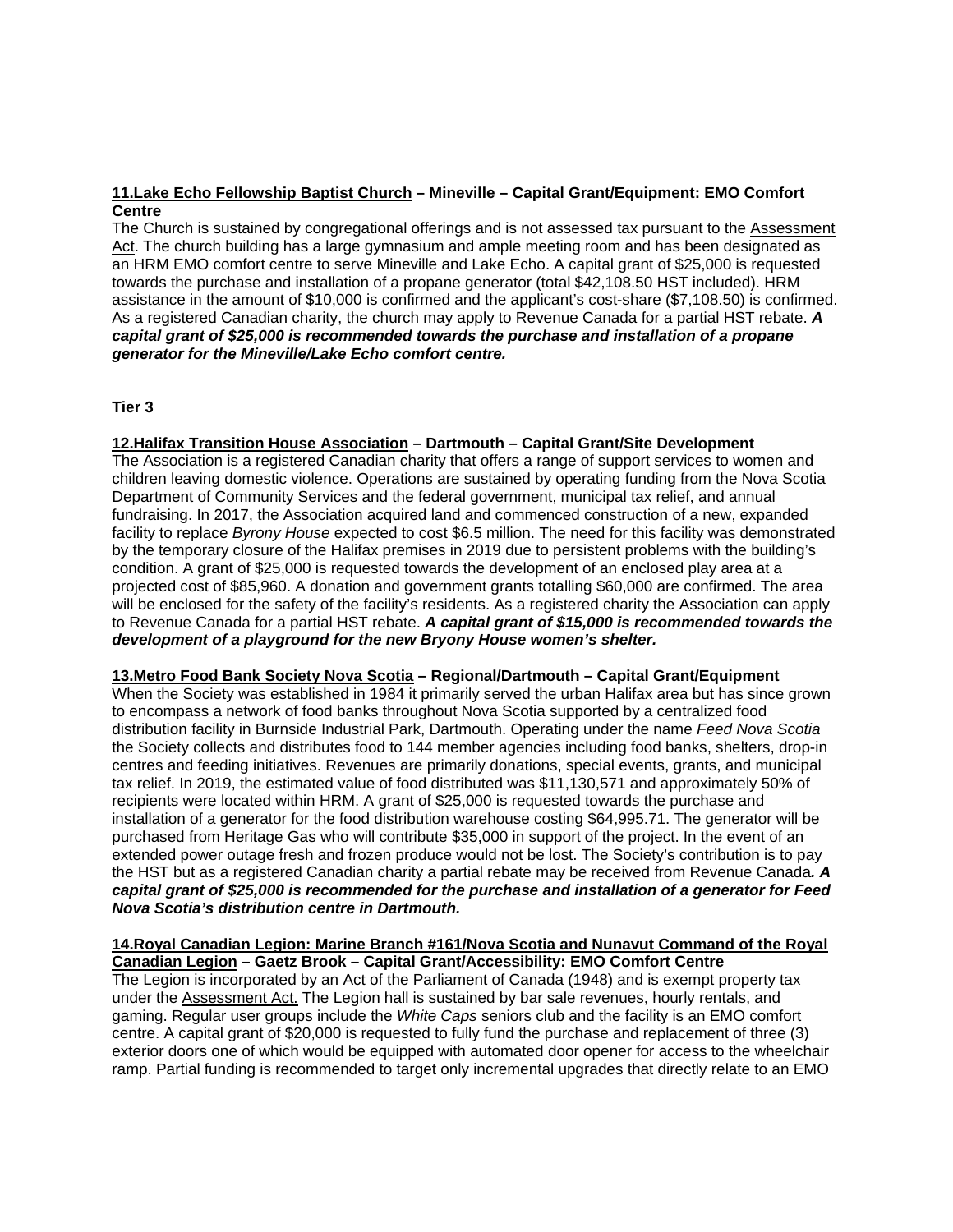**<u>11.Lake Echo Fellowship Baptist Church</u> – Mineville – Capital Grant/Equipment: EMO Comfort Centre**

The Church is sustained by congregational offerings and is not assessed tax pursuant to the <u>Assessment Act</u>. The church building has a large gymnasium and ample meeting room and has been designated as an HRM EMO comfort centre to serve Mineville and Lake Echo. A capital grant of $25,000 is requested towards the purchase and installation of a propane generator (total $42,108.50 HST included). HRM assistance in the amount of $10,000 is confirmed and the applicant's cost-share ($7,108.50) is confirmed. As a registered Canadian charity, the church may apply to Revenue Canada for a partial HST rebate. ***A capital grant of $25,000 is recommended towards the purchase and installation of a propane generator for the Mineville/Lake Echo comfort centre.***

**Tier 3**

**<u>12.Halifax Transition House Association</u> – Dartmouth – Capital Grant/Site Development**

The Association is a registered Canadian charity that offers a range of support services to women and children leaving domestic violence. Operations are sustained by operating funding from the Nova Scotia Department of Community Services and the federal government, municipal tax relief, and annual fundraising. In 2017, the Association acquired land and commenced construction of a new, expanded facility to replace *Byrony House* expected to cost $6.5 million. The need for this facility was demonstrated by the temporary closure of the Halifax premises in 2019 due to persistent problems with the building's condition. A grant of $25,000 is requested towards the development of an enclosed play area at a projected cost of $85,960. A donation and government grants totalling $60,000 are confirmed. The area will be enclosed for the safety of the facility's residents. As a registered charity the Association can apply to Revenue Canada for a partial HST rebate. ***A capital grant of $15,000 is recommended towards the development of a playground for the new Bryony House women's shelter.***

**<u>13.Metro Food Bank Society Nova Scotia</u> – Regional/Dartmouth – Capital Grant/Equipment**

When the Society was established in 1984 it primarily served the urban Halifax area but has since grown to encompass a network of food banks throughout Nova Scotia supported by a centralized food distribution facility in Burnside Industrial Park, Dartmouth. Operating under the name *Feed Nova Scotia* the Society collects and distributes food to 144 member agencies including food banks, shelters, drop-in centres and feeding initiatives. Revenues are primarily donations, special events, grants, and municipal tax relief. In 2019, the estimated value of food distributed was $11,130,571 and approximately 50% of recipients were located within HRM. A grant of $25,000 is requested towards the purchase and installation of a generator for the food distribution warehouse costing $64,995.71. The generator will be purchased from Heritage Gas who will contribute $35,000 in support of the project. In the event of an extended power outage fresh and frozen produce would not be lost. The Society's contribution is to pay the HST but as a registered Canadian charity a partial rebate may be received from Revenue Canada***. A capital grant of $25,000 is recommended for the purchase and installation of a generator for Feed Nova Scotia's distribution centre in Dartmouth.***

**<u>14.Royal Canadian Legion: Marine Branch #161/Nova Scotia and Nunavut Command of the Royal Canadian Legion</u> – Gaetz Brook – Capital Grant/Accessibility: EMO Comfort Centre**

The Legion is incorporated by an Act of the Parliament of Canada (1948) and is exempt property tax under the <u>Assessment Act.</u> The Legion hall is sustained by bar sale revenues, hourly rentals, and gaming. Regular user groups include the *White Caps* seniors club and the facility is an EMO comfort centre. A capital grant of $20,000 is requested to fully fund the purchase and replacement of three (3) exterior doors one of which would be equipped with automated door opener for access to the wheelchair ramp. Partial funding is recommended to target only incremental upgrades that directly relate to an EMO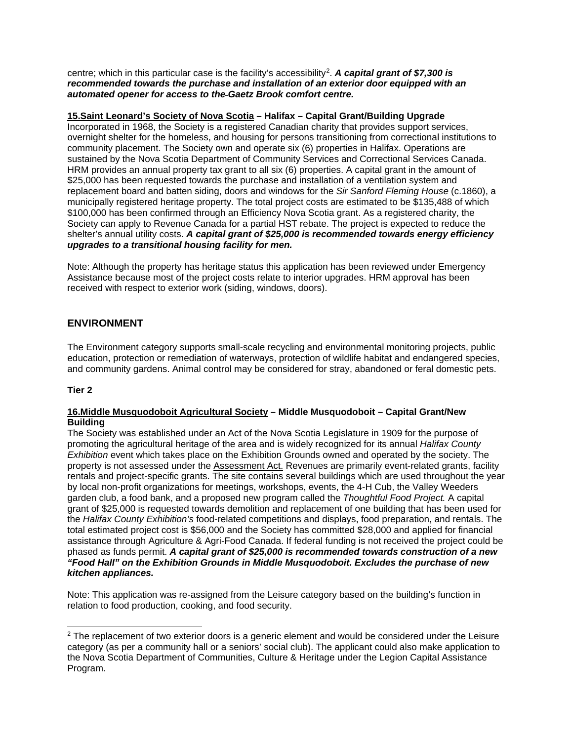centre; which in this particular case is the facility's accessibility[2]. ***A capital grant of $7,300 is recommended towards the purchase and installation of an exterior door equipped with an automated opener for access to the Gaetz Brook comfort centre.***

**15.<u>Saint Leonard's Society of Nova Scotia</u> – Halifax – Capital Grant/Building Upgrade**
Incorporated in 1968, the Society is a registered Canadian charity that provides support services, overnight shelter for the homeless, and housing for persons transitioning from correctional institutions to community placement. The Society own and operate six (6) properties in Halifax. Operations are sustained by the Nova Scotia Department of Community Services and Correctional Services Canada. HRM provides an annual property tax grant to all six (6) properties. A capital grant in the amount of $25,000 has been requested towards the purchase and installation of a ventilation system and replacement board and batten siding, doors and windows for the *Sir Sanford Fleming House* (c.1860), a municipally registered heritage property. The total project costs are estimated to be $135,488 of which $100,000 has been confirmed through an Efficiency Nova Scotia grant. As a registered charity, the Society can apply to Revenue Canada for a partial HST rebate. The project is expected to reduce the shelter's annual utility costs. ***A capital grant of $25,000 is recommended towards energy efficiency upgrades to a transitional housing facility for men.***

Note: Although the property has heritage status this application has been reviewed under Emergency Assistance because most of the project costs relate to interior upgrades. HRM approval has been received with respect to exterior work (siding, windows, doors).

## ENVIRONMENT

The Environment category supports small-scale recycling and environmental monitoring projects, public education, protection or remediation of waterways, protection of wildlife habitat and endangered species, and community gardens. Animal control may be considered for stray, abandoned or feral domestic pets.

**Tier 2**

**16.<u>Middle Musquodoboit Agricultural Society</u> – Middle Musquodoboit – Capital Grant/New Building**
The Society was established under an Act of the Nova Scotia Legislature in 1909 for the purpose of promoting the agricultural heritage of the area and is widely recognized for its annual *Halifax County Exhibition* event which takes place on the Exhibition Grounds owned and operated by the society. The property is not assessed under the <u>Assessment Act.</u> Revenues are primarily event-related grants, facility rentals and project-specific grants. The site contains several buildings which are used throughout the year by local non-profit organizations for meetings, workshops, events, the 4-H Cub, the Valley Weeders garden club, a food bank, and a proposed new program called the *Thoughtful Food Project.* A capital grant of $25,000 is requested towards demolition and replacement of one building that has been used for the *Halifax County Exhibition's* food-related competitions and displays, food preparation, and rentals. The total estimated project cost is $56,000 and the Society has committed $28,000 and applied for financial assistance through Agriculture & Agri-Food Canada. If federal funding is not received the project could be phased as funds permit. ***A capital grant of $25,000 is recommended towards construction of a new "Food Hall" on the Exhibition Grounds in Middle Musquodoboit. Excludes the purchase of new kitchen appliances.***

Note: This application was re-assigned from the Leisure category based on the building's function in relation to food production, cooking, and food security.

---

[2] The replacement of two exterior doors is a generic element and would be considered under the Leisure category (as per a community hall or a seniors' social club). The applicant could also make application to the Nova Scotia Department of Communities, Culture & Heritage under the Legion Capital Assistance Program.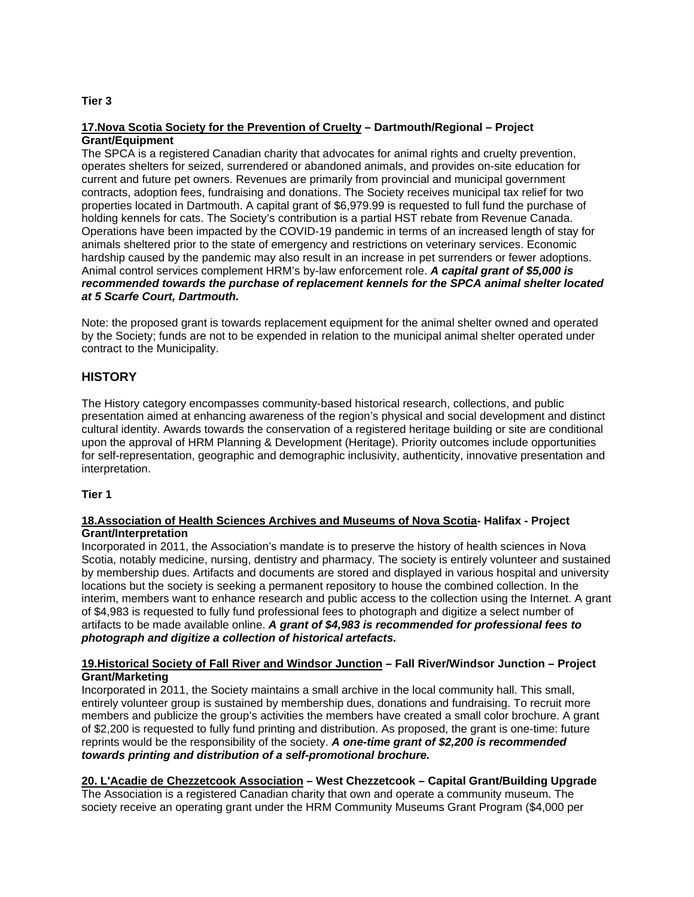**Tier 3**

**17.Nova Scotia Society for the Prevention of Cruelty – Dartmouth/Regional – Project Grant/Equipment**

The SPCA is a registered Canadian charity that advocates for animal rights and cruelty prevention, operates shelters for seized, surrendered or abandoned animals, and provides on-site education for current and future pet owners. Revenues are primarily from provincial and municipal government contracts, adoption fees, fundraising and donations. The Society receives municipal tax relief for two properties located in Dartmouth. A capital grant of $6,979.99 is requested to full fund the purchase of holding kennels for cats. The Society's contribution is a partial HST rebate from Revenue Canada. Operations have been impacted by the COVID-19 pandemic in terms of an increased length of stay for animals sheltered prior to the state of emergency and restrictions on veterinary services. Economic hardship caused by the pandemic may also result in an increase in pet surrenders or fewer adoptions. Animal control services complement HRM's by-law enforcement role. ***A capital grant of $5,000 is recommended towards the purchase of replacement kennels for the SPCA animal shelter located at 5 Scarfe Court, Dartmouth.***

Note: the proposed grant is towards replacement equipment for the animal shelter owned and operated by the Society; funds are not to be expended in relation to the municipal animal shelter operated under contract to the Municipality.

## HISTORY

The History category encompasses community-based historical research, collections, and public presentation aimed at enhancing awareness of the region's physical and social development and distinct cultural identity. Awards towards the conservation of a registered heritage building or site are conditional upon the approval of HRM Planning & Development (Heritage). Priority outcomes include opportunities for self-representation, geographic and demographic inclusivity, authenticity, innovative presentation and interpretation.

**Tier 1**

**18.Association of Health Sciences Archives and Museums of Nova Scotia- Halifax - Project Grant/Interpretation**

Incorporated in 2011, the Association's mandate is to preserve the history of health sciences in Nova Scotia, notably medicine, nursing, dentistry and pharmacy. The society is entirely volunteer and sustained by membership dues. Artifacts and documents are stored and displayed in various hospital and university locations but the society is seeking a permanent repository to house the combined collection. In the interim, members want to enhance research and public access to the collection using the Internet. A grant of $4,983 is requested to fully fund professional fees to photograph and digitize a select number of artifacts to be made available online. ***A grant of $4,983 is recommended for professional fees to photograph and digitize a collection of historical artefacts.***

**19.Historical Society of Fall River and Windsor Junction – Fall River/Windsor Junction – Project Grant/Marketing**

Incorporated in 2011, the Society maintains a small archive in the local community hall. This small, entirely volunteer group is sustained by membership dues, donations and fundraising. To recruit more members and publicize the group's activities the members have created a small color brochure. A grant of $2,200 is requested to fully fund printing and distribution. As proposed, the grant is one-time: future reprints would be the responsibility of the society. ***A one-time grant of $2,200 is recommended towards printing and distribution of a self-promotional brochure.***

**20. L'Acadie de Chezzetcook Association – West Chezzetcook – Capital Grant/Building Upgrade**

The Association is a registered Canadian charity that own and operate a community museum. The society receive an operating grant under the HRM Community Museums Grant Program ($4,000 per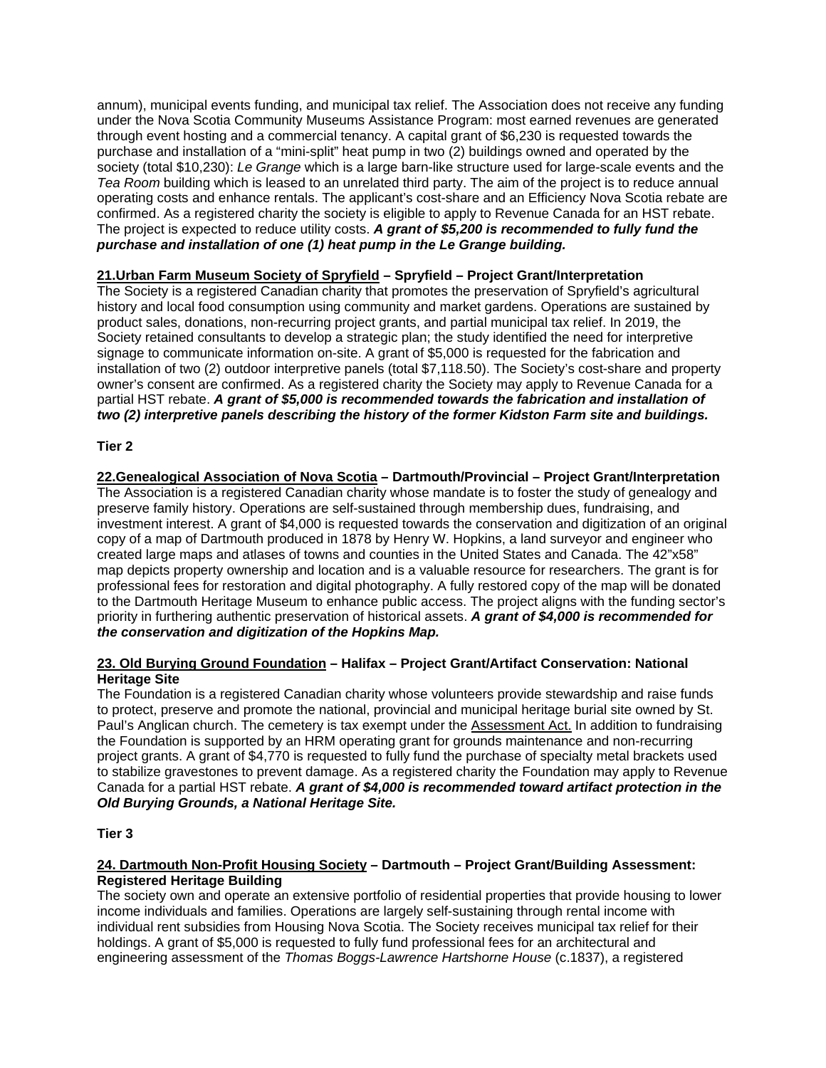annum), municipal events funding, and municipal tax relief. The Association does not receive any funding under the Nova Scotia Community Museums Assistance Program: most earned revenues are generated through event hosting and a commercial tenancy. A capital grant of $6,230 is requested towards the purchase and installation of a "mini-split" heat pump in two (2) buildings owned and operated by the society (total $10,230): *Le Grange* which is a large barn-like structure used for large-scale events and the *Tea Room* building which is leased to an unrelated third party. The aim of the project is to reduce annual operating costs and enhance rentals. The applicant's cost-share and an Efficiency Nova Scotia rebate are confirmed. As a registered charity the society is eligible to apply to Revenue Canada for an HST rebate. The project is expected to reduce utility costs. ***A grant of $5,200 is recommended to fully fund the purchase and installation of one (1) heat pump in the Le Grange building.***

**21.Urban Farm Museum Society of Spryfield – Spryfield – Project Grant/Interpretation**

The Society is a registered Canadian charity that promotes the preservation of Spryfield's agricultural history and local food consumption using community and market gardens. Operations are sustained by product sales, donations, non-recurring project grants, and partial municipal tax relief. In 2019, the Society retained consultants to develop a strategic plan; the study identified the need for interpretive signage to communicate information on-site. A grant of $5,000 is requested for the fabrication and installation of two (2) outdoor interpretive panels (total $7,118.50). The Society's cost-share and property owner's consent are confirmed. As a registered charity the Society may apply to Revenue Canada for a partial HST rebate. ***A grant of $5,000 is recommended towards the fabrication and installation of two (2) interpretive panels describing the history of the former Kidston Farm site and buildings.***

**Tier 2**

**22.Genealogical Association of Nova Scotia – Dartmouth/Provincial – Project Grant/Interpretation**

The Association is a registered Canadian charity whose mandate is to foster the study of genealogy and preserve family history. Operations are self-sustained through membership dues, fundraising, and investment interest. A grant of $4,000 is requested towards the conservation and digitization of an original copy of a map of Dartmouth produced in 1878 by Henry W. Hopkins, a land surveyor and engineer who created large maps and atlases of towns and counties in the United States and Canada. The 42"x58" map depicts property ownership and location and is a valuable resource for researchers. The grant is for professional fees for restoration and digital photography. A fully restored copy of the map will be donated to the Dartmouth Heritage Museum to enhance public access. The project aligns with the funding sector's priority in furthering authentic preservation of historical assets. ***A grant of $4,000 is recommended for the conservation and digitization of the Hopkins Map.***

**23. Old Burying Ground Foundation – Halifax – Project Grant/Artifact Conservation: National Heritage Site**

The Foundation is a registered Canadian charity whose volunteers provide stewardship and raise funds to protect, preserve and promote the national, provincial and municipal heritage burial site owned by St. Paul's Anglican church. The cemetery is tax exempt under the Assessment Act. In addition to fundraising the Foundation is supported by an HRM operating grant for grounds maintenance and non-recurring project grants. A grant of $4,770 is requested to fully fund the purchase of specialty metal brackets used to stabilize gravestones to prevent damage. As a registered charity the Foundation may apply to Revenue Canada for a partial HST rebate. ***A grant of $4,000 is recommended toward artifact protection in the Old Burying Grounds, a National Heritage Site.***

**Tier 3**

**24. Dartmouth Non-Profit Housing Society – Dartmouth – Project Grant/Building Assessment: Registered Heritage Building**

The society own and operate an extensive portfolio of residential properties that provide housing to lower income individuals and families. Operations are largely self-sustaining through rental income with individual rent subsidies from Housing Nova Scotia. The Society receives municipal tax relief for their holdings. A grant of $5,000 is requested to fully fund professional fees for an architectural and engineering assessment of the *Thomas Boggs-Lawrence Hartshorne House* (c.1837), a registered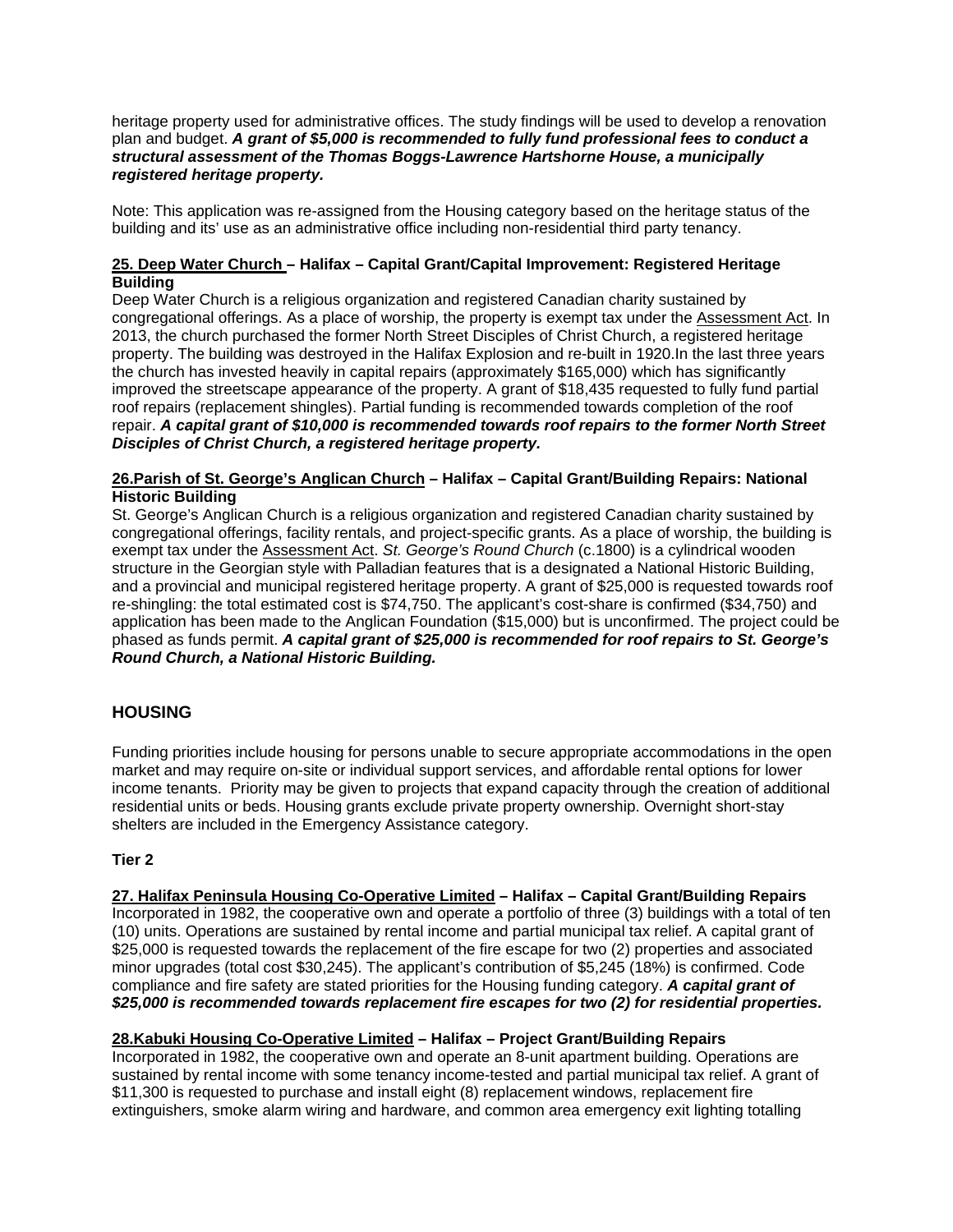heritage property used for administrative offices. The study findings will be used to develop a renovation plan and budget. ***A grant of $5,000 is recommended to fully fund professional fees to conduct a structural assessment of the Thomas Boggs-Lawrence Hartshorne House, a municipally registered heritage property.***

Note: This application was re-assigned from the Housing category based on the heritage status of the building and its' use as an administrative office including non-residential third party tenancy.

**<u>25. Deep Water Church </u>– Halifax – Capital Grant/Capital Improvement: Registered Heritage Building**
Deep Water Church is a religious organization and registered Canadian charity sustained by congregational offerings. As a place of worship, the property is exempt tax under the <u>Assessment Act</u>. In 2013, the church purchased the former North Street Disciples of Christ Church, a registered heritage property. The building was destroyed in the Halifax Explosion and re-built in 1920.In the last three years the church has invested heavily in capital repairs (approximately $165,000) which has significantly improved the streetscape appearance of the property. A grant of $18,435 requested to fully fund partial roof repairs (replacement shingles). Partial funding is recommended towards completion of the roof repair. ***A capital grant of $10,000 is recommended towards roof repairs to the former North Street Disciples of Christ Church, a registered heritage property.***

**<u>26.Parish of St. George's Anglican Church</u> – Halifax – Capital Grant/Building Repairs: National Historic Building**
St. George's Anglican Church is a religious organization and registered Canadian charity sustained by congregational offerings, facility rentals, and project-specific grants. As a place of worship, the building is exempt tax under the <u>Assessment Act</u>. *St. George's Round Church* (c.1800) is a cylindrical wooden structure in the Georgian style with Palladian features that is a designated a National Historic Building, and a provincial and municipal registered heritage property. A grant of $25,000 is requested towards roof re-shingling: the total estimated cost is $74,750. The applicant's cost-share is confirmed ($34,750) and application has been made to the Anglican Foundation ($15,000) but is unconfirmed. The project could be phased as funds permit. ***A capital grant of $25,000 is recommended for roof repairs to St. George's Round Church, a National Historic Building.***

## HOUSING

Funding priorities include housing for persons unable to secure appropriate accommodations in the open market and may require on-site or individual support services, and affordable rental options for lower income tenants. Priority may be given to projects that expand capacity through the creation of additional residential units or beds. Housing grants exclude private property ownership. Overnight short-stay shelters are included in the Emergency Assistance category.

### Tier 2

**<u>27. Halifax Peninsula Housing Co-Operative Limited</u> – Halifax – Capital Grant/Building Repairs**
Incorporated in 1982, the cooperative own and operate a portfolio of three (3) buildings with a total of ten (10) units. Operations are sustained by rental income and partial municipal tax relief. A capital grant of $25,000 is requested towards the replacement of the fire escape for two (2) properties and associated minor upgrades (total cost $30,245). The applicant's contribution of $5,245 (18%) is confirmed. Code compliance and fire safety are stated priorities for the Housing funding category. ***A capital grant of $25,000 is recommended towards replacement fire escapes for two (2) for residential properties.***

**<u>28.Kabuki Housing Co-Operative Limited</u> – Halifax – Project Grant/Building Repairs**
Incorporated in 1982, the cooperative own and operate an 8-unit apartment building. Operations are sustained by rental income with some tenancy income-tested and partial municipal tax relief. A grant of $11,300 is requested to purchase and install eight (8) replacement windows, replacement fire extinguishers, smoke alarm wiring and hardware, and common area emergency exit lighting totalling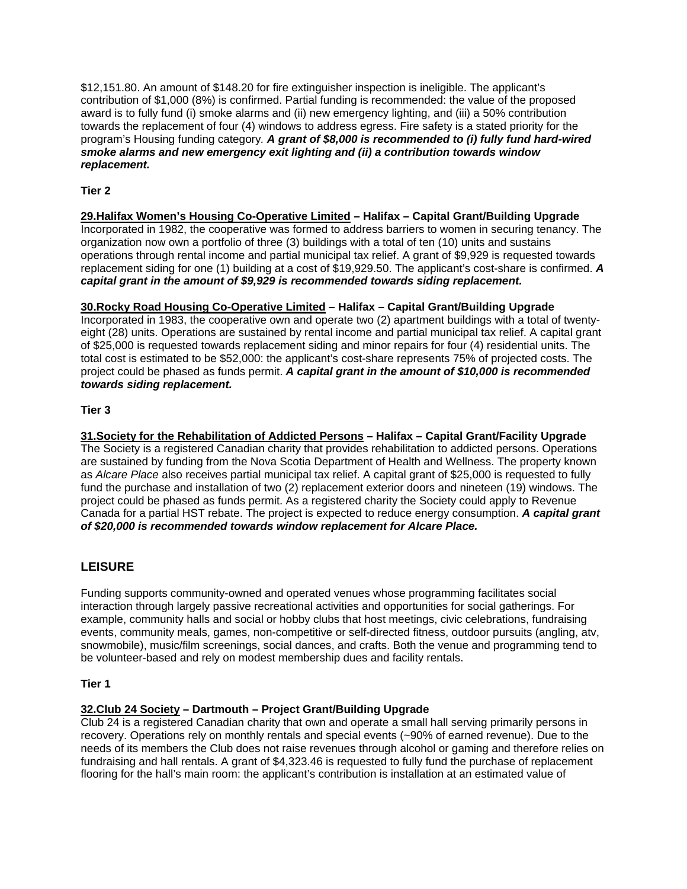$12,151.80. An amount of $148.20 for fire extinguisher inspection is ineligible. The applicant's contribution of $1,000 (8%) is confirmed. Partial funding is recommended: the value of the proposed award is to fully fund (i) smoke alarms and (ii) new emergency lighting, and (iii) a 50% contribution towards the replacement of four (4) windows to address egress. Fire safety is a stated priority for the program's Housing funding category. ***A grant of $8,000 is recommended to (i) fully fund hard-wired smoke alarms and new emergency exit lighting and (ii) a contribution towards window replacement.***

**Tier 2**

**<u>29.Halifax Women's Housing Co-Operative Limited</u> – Halifax – Capital Grant/Building Upgrade**
Incorporated in 1982, the cooperative was formed to address barriers to women in securing tenancy. The organization now own a portfolio of three (3) buildings with a total of ten (10) units and sustains operations through rental income and partial municipal tax relief. A grant of $9,929 is requested towards replacement siding for one (1) building at a cost of $19,929.50. The applicant's cost-share is confirmed. ***A capital grant in the amount of $9,929 is recommended towards siding replacement.***

**<u>30.Rocky Road Housing Co-Operative Limited</u> – Halifax – Capital Grant/Building Upgrade**
Incorporated in 1983, the cooperative own and operate two (2) apartment buildings with a total of twenty-eight (28) units. Operations are sustained by rental income and partial municipal tax relief. A capital grant of $25,000 is requested towards replacement siding and minor repairs for four (4) residential units. The total cost is estimated to be $52,000: the applicant's cost-share represents 75% of projected costs. The project could be phased as funds permit. ***A capital grant in the amount of $10,000 is recommended towards siding replacement.***

**Tier 3**

**<u>31.Society for the Rehabilitation of Addicted Persons</u> – Halifax – Capital Grant/Facility Upgrade**
The Society is a registered Canadian charity that provides rehabilitation to addicted persons. Operations are sustained by funding from the Nova Scotia Department of Health and Wellness. The property known as *Alcare Place* also receives partial municipal tax relief. A capital grant of $25,000 is requested to fully fund the purchase and installation of two (2) replacement exterior doors and nineteen (19) windows. The project could be phased as funds permit. As a registered charity the Society could apply to Revenue Canada for a partial HST rebate. The project is expected to reduce energy consumption. ***A capital grant of $20,000 is recommended towards window replacement for Alcare Place.***

## LEISURE

Funding supports community-owned and operated venues whose programming facilitates social interaction through largely passive recreational activities and opportunities for social gatherings. For example, community halls and social or hobby clubs that host meetings, civic celebrations, fundraising events, community meals, games, non-competitive or self-directed fitness, outdoor pursuits (angling, atv, snowmobile), music/film screenings, social dances, and crafts. Both the venue and programming tend to be volunteer-based and rely on modest membership dues and facility rentals.

**Tier 1**

**<u>32.Club 24 Society</u> – Dartmouth – Project Grant/Building Upgrade**
Club 24 is a registered Canadian charity that own and operate a small hall serving primarily persons in recovery. Operations rely on monthly rentals and special events (~90% of earned revenue). Due to the needs of its members the Club does not raise revenues through alcohol or gaming and therefore relies on fundraising and hall rentals. A grant of $4,323.46 is requested to fully fund the purchase of replacement flooring for the hall's main room: the applicant's contribution is installation at an estimated value of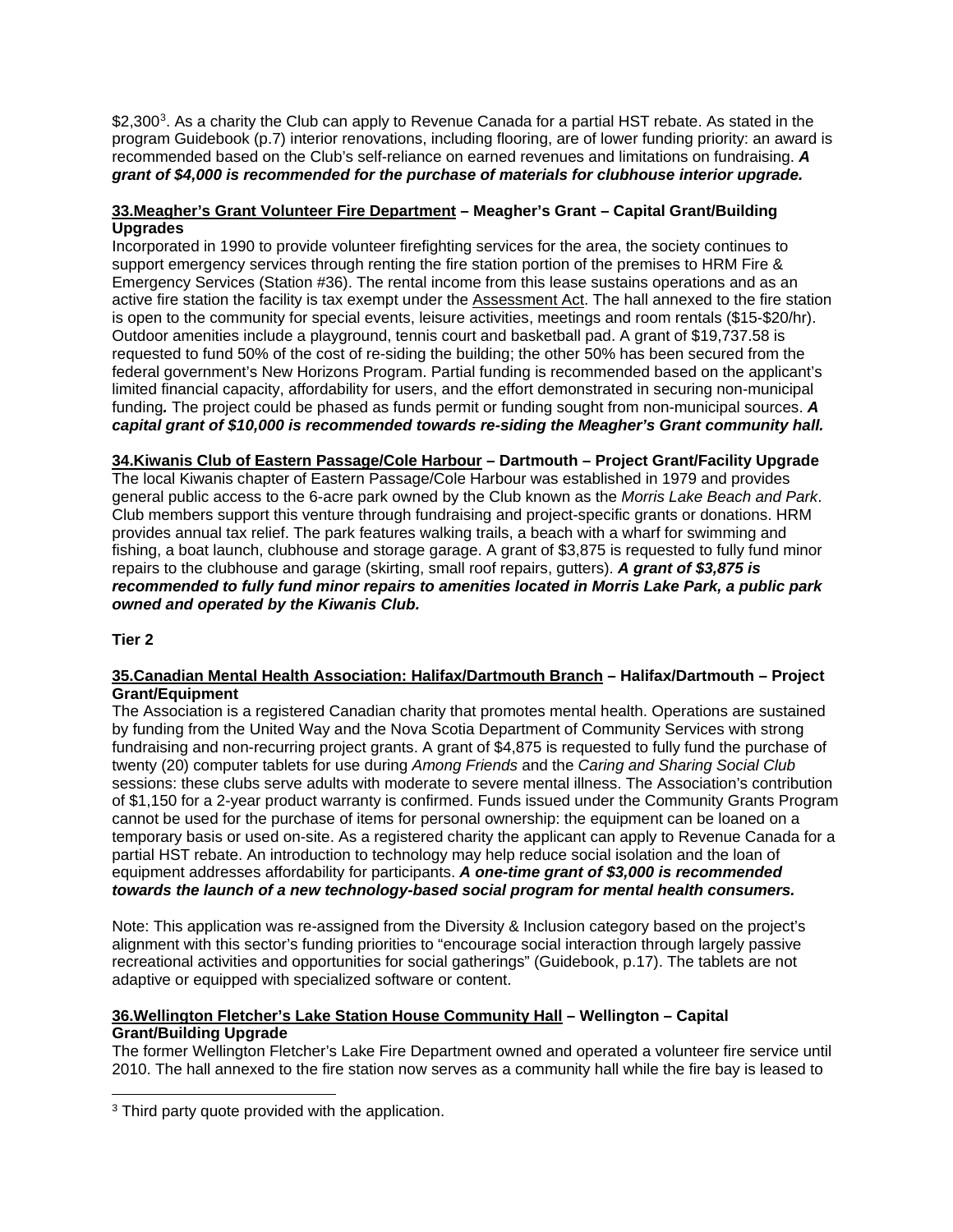\$2,300[3]. As a charity the Club can apply to Revenue Canada for a partial HST rebate. As stated in the program Guidebook (p.7) interior renovations, including flooring, are of lower funding priority: an award is recommended based on the Club's self-reliance on earned revenues and limitations on fundraising. ***A grant of $4,000 is recommended for the purchase of materials for clubhouse interior upgrade.***

**33.Meagher's Grant Volunteer Fire Department – Meagher's Grant – Capital Grant/Building Upgrades**

Incorporated in 1990 to provide volunteer firefighting services for the area, the society continues to support emergency services through renting the fire station portion of the premises to HRM Fire & Emergency Services (Station #36). The rental income from this lease sustains operations and as an active fire station the facility is tax exempt under the Assessment Act. The hall annexed to the fire station is open to the community for special events, leisure activities, meetings and room rentals ($15-$20/hr). Outdoor amenities include a playground, tennis court and basketball pad. A grant of $19,737.58 is requested to fund 50% of the cost of re-siding the building; the other 50% has been secured from the federal government's New Horizons Program. Partial funding is recommended based on the applicant's limited financial capacity, affordability for users, and the effort demonstrated in securing non-municipal funding***.*** The project could be phased as funds permit or funding sought from non-municipal sources. ***A capital grant of $10,000 is recommended towards re-siding the Meagher's Grant community hall.***

**34.Kiwanis Club of Eastern Passage/Cole Harbour – Dartmouth – Project Grant/Facility Upgrade**

The local Kiwanis chapter of Eastern Passage/Cole Harbour was established in 1979 and provides general public access to the 6-acre park owned by the Club known as the *Morris Lake Beach and Park*. Club members support this venture through fundraising and project-specific grants or donations. HRM provides annual tax relief. The park features walking trails, a beach with a wharf for swimming and fishing, a boat launch, clubhouse and storage garage. A grant of $3,875 is requested to fully fund minor repairs to the clubhouse and garage (skirting, small roof repairs, gutters). ***A grant of $3,875 is recommended to fully fund minor repairs to amenities located in Morris Lake Park, a public park owned and operated by the Kiwanis Club.***

**Tier 2**

**35.Canadian Mental Health Association: Halifax/Dartmouth Branch – Halifax/Dartmouth – Project Grant/Equipment**

The Association is a registered Canadian charity that promotes mental health. Operations are sustained by funding from the United Way and the Nova Scotia Department of Community Services with strong fundraising and non-recurring project grants. A grant of $4,875 is requested to fully fund the purchase of twenty (20) computer tablets for use during *Among Friends* and the *Caring and Sharing Social Club* sessions: these clubs serve adults with moderate to severe mental illness. The Association's contribution of $1,150 for a 2-year product warranty is confirmed. Funds issued under the Community Grants Program cannot be used for the purchase of items for personal ownership: the equipment can be loaned on a temporary basis or used on-site. As a registered charity the applicant can apply to Revenue Canada for a partial HST rebate. An introduction to technology may help reduce social isolation and the loan of equipment addresses affordability for participants. ***A one-time grant of $3,000 is recommended towards the launch of a new technology-based social program for mental health consumers.***

Note: This application was re-assigned from the Diversity & Inclusion category based on the project's alignment with this sector's funding priorities to "encourage social interaction through largely passive recreational activities and opportunities for social gatherings" (Guidebook, p.17). The tablets are not adaptive or equipped with specialized software or content.

**36.Wellington Fletcher's Lake Station House Community Hall – Wellington – Capital Grant/Building Upgrade**

The former Wellington Fletcher's Lake Fire Department owned and operated a volunteer fire service until 2010. The hall annexed to the fire station now serves as a community hall while the fire bay is leased to

[3] Third party quote provided with the application.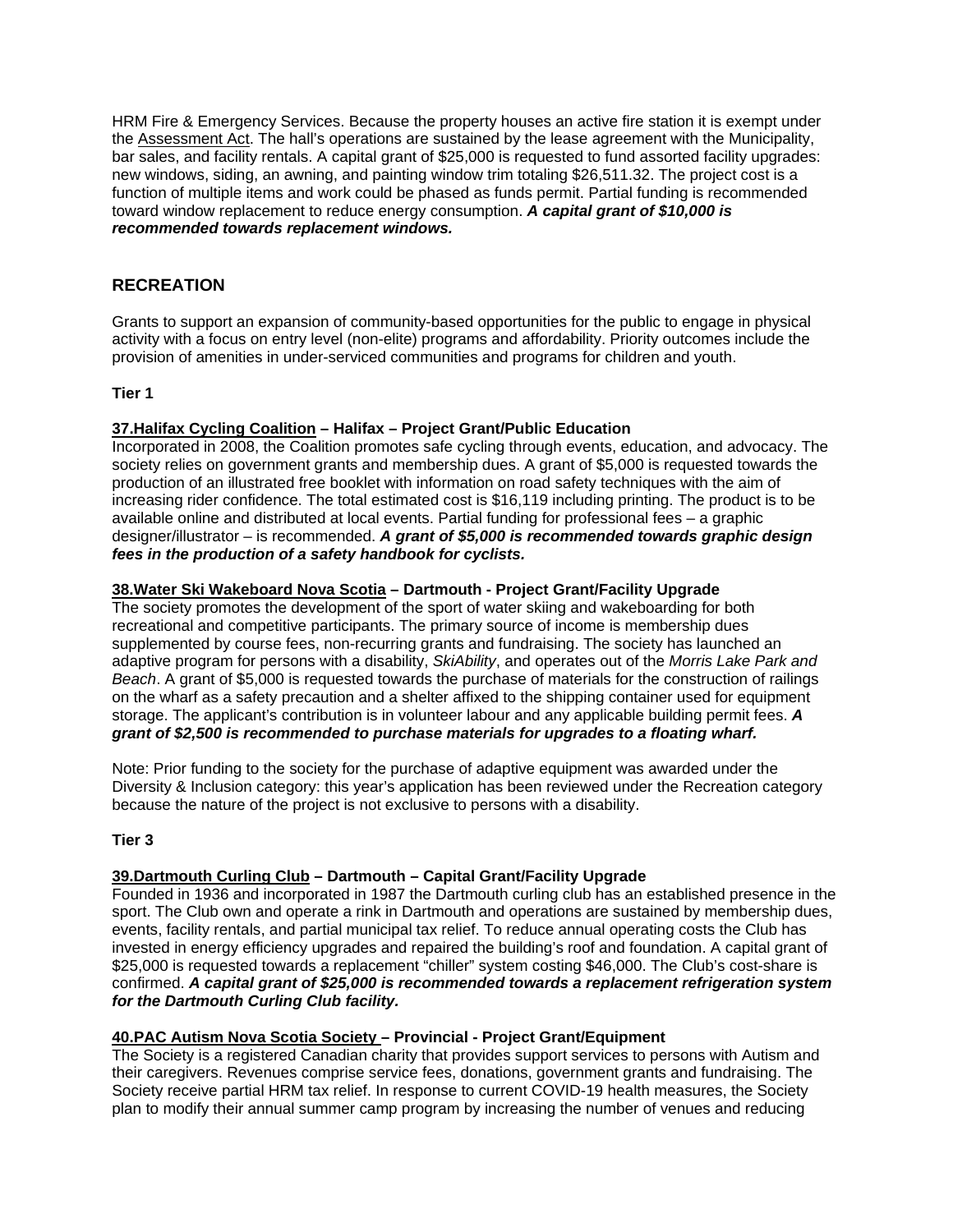HRM Fire & Emergency Services. Because the property houses an active fire station it is exempt under the Assessment Act. The hall's operations are sustained by the lease agreement with the Municipality, bar sales, and facility rentals. A capital grant of $25,000 is requested to fund assorted facility upgrades: new windows, siding, an awning, and painting window trim totaling $26,511.32. The project cost is a function of multiple items and work could be phased as funds permit. Partial funding is recommended toward window replacement to reduce energy consumption. ***A capital grant of $10,000 is recommended towards replacement windows.***

## RECREATION

Grants to support an expansion of community-based opportunities for the public to engage in physical activity with a focus on entry level (non-elite) programs and affordability. Priority outcomes include the provision of amenities in under-serviced communities and programs for children and youth.

**Tier 1**

**37.Halifax Cycling Coalition – Halifax – Project Grant/Public Education**

Incorporated in 2008, the Coalition promotes safe cycling through events, education, and advocacy. The society relies on government grants and membership dues. A grant of $5,000 is requested towards the production of an illustrated free booklet with information on road safety techniques with the aim of increasing rider confidence. The total estimated cost is $16,119 including printing. The product is to be available online and distributed at local events. Partial funding for professional fees – a graphic designer/illustrator – is recommended. ***A grant of $5,000 is recommended towards graphic design fees in the production of a safety handbook for cyclists.***

**38.Water Ski Wakeboard Nova Scotia – Dartmouth - Project Grant/Facility Upgrade**

The society promotes the development of the sport of water skiing and wakeboarding for both recreational and competitive participants. The primary source of income is membership dues supplemented by course fees, non-recurring grants and fundraising. The society has launched an adaptive program for persons with a disability, *SkiAbility*, and operates out of the *Morris Lake Park and Beach*. A grant of $5,000 is requested towards the purchase of materials for the construction of railings on the wharf as a safety precaution and a shelter affixed to the shipping container used for equipment storage. The applicant's contribution is in volunteer labour and any applicable building permit fees. ***A grant of $2,500 is recommended to purchase materials for upgrades to a floating wharf.***

Note: Prior funding to the society for the purchase of adaptive equipment was awarded under the Diversity & Inclusion category: this year's application has been reviewed under the Recreation category because the nature of the project is not exclusive to persons with a disability.

**Tier 3**

**39.Dartmouth Curling Club – Dartmouth – Capital Grant/Facility Upgrade**

Founded in 1936 and incorporated in 1987 the Dartmouth curling club has an established presence in the sport. The Club own and operate a rink in Dartmouth and operations are sustained by membership dues, events, facility rentals, and partial municipal tax relief. To reduce annual operating costs the Club has invested in energy efficiency upgrades and repaired the building's roof and foundation. A capital grant of $25,000 is requested towards a replacement "chiller" system costing $46,000. The Club's cost-share is confirmed. ***A capital grant of $25,000 is recommended towards a replacement refrigeration system for the Dartmouth Curling Club facility.***

**40.PAC Autism Nova Scotia Society – Provincial - Project Grant/Equipment**

The Society is a registered Canadian charity that provides support services to persons with Autism and their caregivers. Revenues comprise service fees, donations, government grants and fundraising. The Society receive partial HRM tax relief. In response to current COVID-19 health measures, the Society plan to modify their annual summer camp program by increasing the number of venues and reducing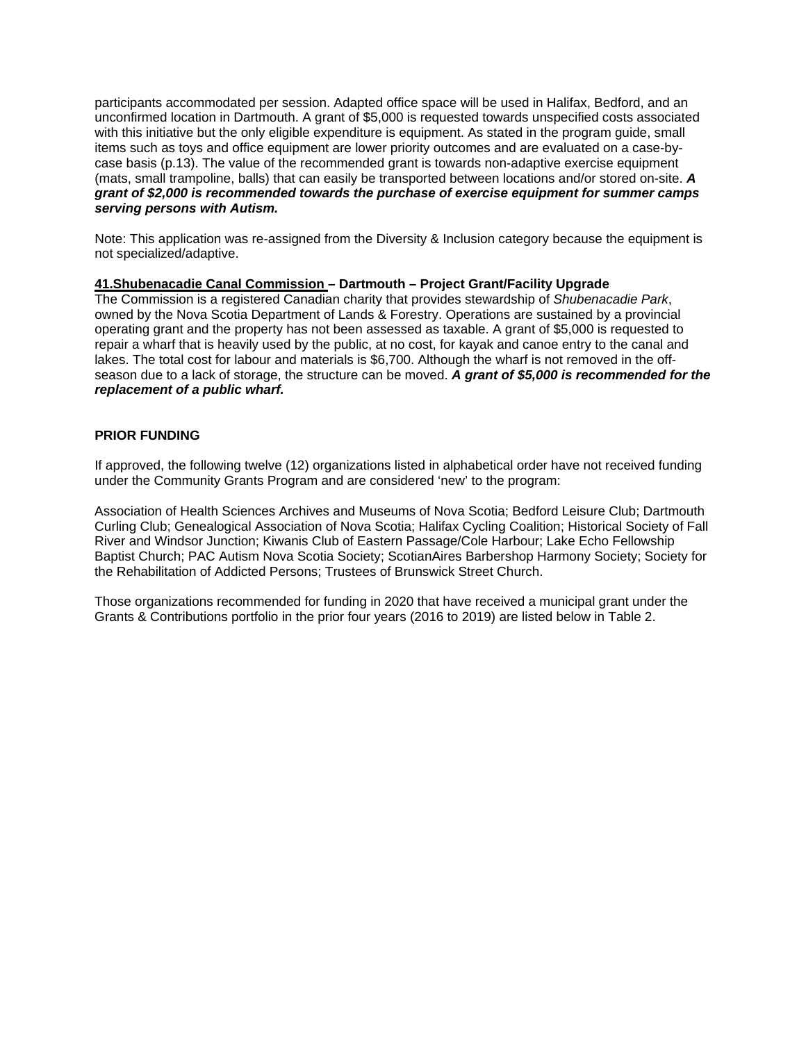participants accommodated per session. Adapted office space will be used in Halifax, Bedford, and an unconfirmed location in Dartmouth. A grant of $5,000 is requested towards unspecified costs associated with this initiative but the only eligible expenditure is equipment. As stated in the program guide, small items such as toys and office equipment are lower priority outcomes and are evaluated on a case-by-case basis (p.13). The value of the recommended grant is towards non-adaptive exercise equipment (mats, small trampoline, balls) that can easily be transported between locations and/or stored on-site. ***A grant of $2,000 is recommended towards the purchase of exercise equipment for summer camps serving persons with Autism.***

Note: This application was re-assigned from the Diversity & Inclusion category because the equipment is not specialized/adaptive.

**<u>41.Shubenacadie Canal Commission</u> – Dartmouth – Project Grant/Facility Upgrade**
The Commission is a registered Canadian charity that provides stewardship of *Shubenacadie Park*, owned by the Nova Scotia Department of Lands & Forestry. Operations are sustained by a provincial operating grant and the property has not been assessed as taxable. A grant of $5,000 is requested to repair a wharf that is heavily used by the public, at no cost, for kayak and canoe entry to the canal and lakes. The total cost for labour and materials is $6,700. Although the wharf is not removed in the off-season due to a lack of storage, the structure can be moved. ***A grant of $5,000 is recommended for the replacement of a public wharf.***

**PRIOR FUNDING**

If approved, the following twelve (12) organizations listed in alphabetical order have not received funding under the Community Grants Program and are considered 'new' to the program:

Association of Health Sciences Archives and Museums of Nova Scotia; Bedford Leisure Club; Dartmouth Curling Club; Genealogical Association of Nova Scotia; Halifax Cycling Coalition; Historical Society of Fall River and Windsor Junction; Kiwanis Club of Eastern Passage/Cole Harbour; Lake Echo Fellowship Baptist Church; PAC Autism Nova Scotia Society; ScotianAires Barbershop Harmony Society; Society for the Rehabilitation of Addicted Persons; Trustees of Brunswick Street Church.

Those organizations recommended for funding in 2020 that have received a municipal grant under the Grants & Contributions portfolio in the prior four years (2016 to 2019) are listed below in Table 2.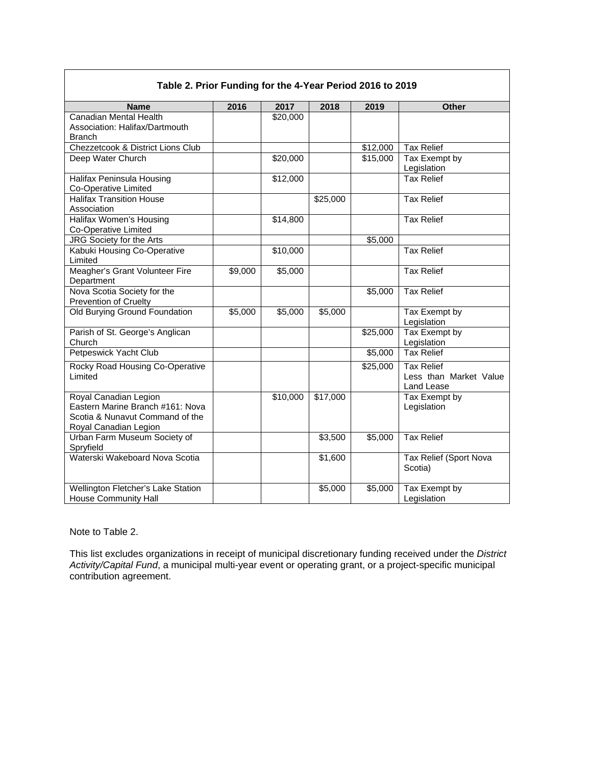| Table 2. Prior Funding for the 4-Year Period 2016 to 2019 | | | | | |
|---|---|---|---|---|---|
| **Name** | **2016** | **2017** | **2018** | **2019** | **Other** |
| Canadian Mental Health Association: Halifax/Dartmouth Branch | | $20,000 | | | |
| Chezzetcook & District Lions Club | | | | $12,000 | Tax Relief |
| Deep Water Church | | $20,000 | | $15,000 | Tax Exempt by Legislation |
| Halifax Peninsula Housing Co-Operative Limited | | $12,000 | | | Tax Relief |
| Halifax Transition House Association | | | $25,000 | | Tax Relief |
| Halifax Women's Housing Co-Operative Limited | | $14,800 | | | Tax Relief |
| JRG Society for the Arts | | | | $5,000 | |
| Kabuki Housing Co-Operative Limited | | $10,000 | | | Tax Relief |
| Meagher's Grant Volunteer Fire Department | $9,000 | $5,000 | | | Tax Relief |
| Nova Scotia Society for the Prevention of Cruelty | | | | $5,000 | Tax Relief |
| Old Burying Ground Foundation | $5,000 | $5,000 | $5,000 | | Tax Exempt by Legislation |
| Parish of St. George's Anglican Church | | | | $25,000 | Tax Exempt by Legislation |
| Petpeswick Yacht Club | | | | $5,000 | Tax Relief |
| Rocky Road Housing Co-Operative Limited | | | | $25,000 | Tax Relief<br>Less than Market Value Land Lease |
| Royal Canadian Legion Eastern Marine Branch #161: Nova Scotia & Nunavut Command of the Royal Canadian Legion | | $10,000 | $17,000 | | Tax Exempt by Legislation |
| Urban Farm Museum Society of Spryfield | | | $3,500 | $5,000 | Tax Relief |
| Waterski Wakeboard Nova Scotia | | | $1,600 | | Tax Relief (Sport Nova Scotia) |
| Wellington Fletcher's Lake Station House Community Hall | | | $5,000 | $5,000 | Tax Exempt by Legislation |

Note to Table 2.

This list excludes organizations in receipt of municipal discretionary funding received under the *District Activity/Capital Fund*, a municipal multi-year event or operating grant, or a project-specific municipal contribution agreement.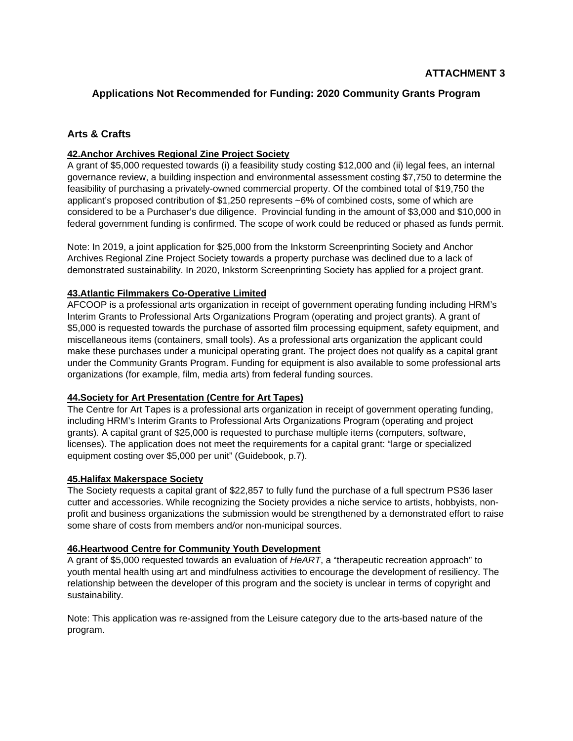**ATTACHMENT 3**

## Applications Not Recommended for Funding: 2020 Community Grants Program

### Arts & Crafts

**42.Anchor Archives Regional Zine Project Society**

A grant of $5,000 requested towards (i) a feasibility study costing $12,000 and (ii) legal fees, an internal governance review, a building inspection and environmental assessment costing $7,750 to determine the feasibility of purchasing a privately-owned commercial property. Of the combined total of $19,750 the applicant's proposed contribution of $1,250 represents ~6% of combined costs, some of which are considered to be a Purchaser's due diligence. Provincial funding in the amount of $3,000 and $10,000 in federal government funding is confirmed. The scope of work could be reduced or phased as funds permit.

Note: In 2019, a joint application for $25,000 from the Inkstorm Screenprinting Society and Anchor Archives Regional Zine Project Society towards a property purchase was declined due to a lack of demonstrated sustainability. In 2020, Inkstorm Screenprinting Society has applied for a project grant.

**43.Atlantic Filmmakers Co-Operative Limited**

AFCOOP is a professional arts organization in receipt of government operating funding including HRM's Interim Grants to Professional Arts Organizations Program (operating and project grants). A grant of $5,000 is requested towards the purchase of assorted film processing equipment, safety equipment, and miscellaneous items (containers, small tools). As a professional arts organization the applicant could make these purchases under a municipal operating grant. The project does not qualify as a capital grant under the Community Grants Program. Funding for equipment is also available to some professional arts organizations (for example, film, media arts) from federal funding sources.

**44.Society for Art Presentation (Centre for Art Tapes)**

The Centre for Art Tapes is a professional arts organization in receipt of government operating funding, including HRM's Interim Grants to Professional Arts Organizations Program (operating and project grants). A capital grant of $25,000 is requested to purchase multiple items (computers, software, licenses). The application does not meet the requirements for a capital grant: "large or specialized equipment costing over $5,000 per unit" (Guidebook, p.7).

**45.Halifax Makerspace Society**

The Society requests a capital grant of $22,857 to fully fund the purchase of a full spectrum PS36 laser cutter and accessories. While recognizing the Society provides a niche service to artists, hobbyists, non-profit and business organizations the submission would be strengthened by a demonstrated effort to raise some share of costs from members and/or non-municipal sources.

**46.Heartwood Centre for Community Youth Development**

A grant of $5,000 requested towards an evaluation of *HeART*, a "therapeutic recreation approach" to youth mental health using art and mindfulness activities to encourage the development of resiliency. The relationship between the developer of this program and the society is unclear in terms of copyright and sustainability.

Note: This application was re-assigned from the Leisure category due to the arts-based nature of the program.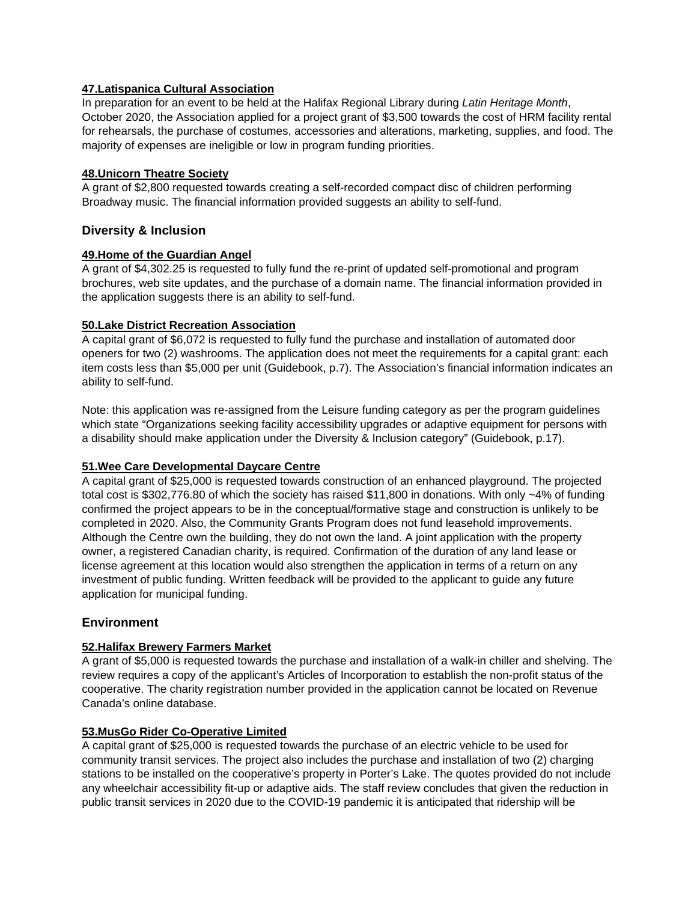**47.Latispanica Cultural Association**

In preparation for an event to be held at the Halifax Regional Library during *Latin Heritage Month*, October 2020, the Association applied for a project grant of $3,500 towards the cost of HRM facility rental for rehearsals, the purchase of costumes, accessories and alterations, marketing, supplies, and food. The majority of expenses are ineligible or low in program funding priorities.

**48.Unicorn Theatre Society**

A grant of $2,800 requested towards creating a self-recorded compact disc of children performing Broadway music. The financial information provided suggests an ability to self-fund.

## Diversity & Inclusion

**49.Home of the Guardian Angel**

A grant of $4,302.25 is requested to fully fund the re-print of updated self-promotional and program brochures, web site updates, and the purchase of a domain name. The financial information provided in the application suggests there is an ability to self-fund.

**50.Lake District Recreation Association**

A capital grant of $6,072 is requested to fully fund the purchase and installation of automated door openers for two (2) washrooms. The application does not meet the requirements for a capital grant: each item costs less than $5,000 per unit (Guidebook, p.7). The Association's financial information indicates an ability to self-fund.

Note: this application was re-assigned from the Leisure funding category as per the program guidelines which state "Organizations seeking facility accessibility upgrades or adaptive equipment for persons with a disability should make application under the Diversity & Inclusion category" (Guidebook, p.17).

**51.Wee Care Developmental Daycare Centre**

A capital grant of $25,000 is requested towards construction of an enhanced playground. The projected total cost is $302,776.80 of which the society has raised $11,800 in donations. With only ~4% of funding confirmed the project appears to be in the conceptual/formative stage and construction is unlikely to be completed in 2020. Also, the Community Grants Program does not fund leasehold improvements. Although the Centre own the building, they do not own the land. A joint application with the property owner, a registered Canadian charity, is required. Confirmation of the duration of any land lease or license agreement at this location would also strengthen the application in terms of a return on any investment of public funding. Written feedback will be provided to the applicant to guide any future application for municipal funding.

## Environment

**52.Halifax Brewery Farmers Market**

A grant of $5,000 is requested towards the purchase and installation of a walk-in chiller and shelving. The review requires a copy of the applicant's Articles of Incorporation to establish the non-profit status of the cooperative. The charity registration number provided in the application cannot be located on Revenue Canada's online database.

**53.MusGo Rider Co-Operative Limited**

A capital grant of $25,000 is requested towards the purchase of an electric vehicle to be used for community transit services. The project also includes the purchase and installation of two (2) charging stations to be installed on the cooperative's property in Porter's Lake. The quotes provided do not include any wheelchair accessibility fit-up or adaptive aids. The staff review concludes that given the reduction in public transit services in 2020 due to the COVID-19 pandemic it is anticipated that ridership will be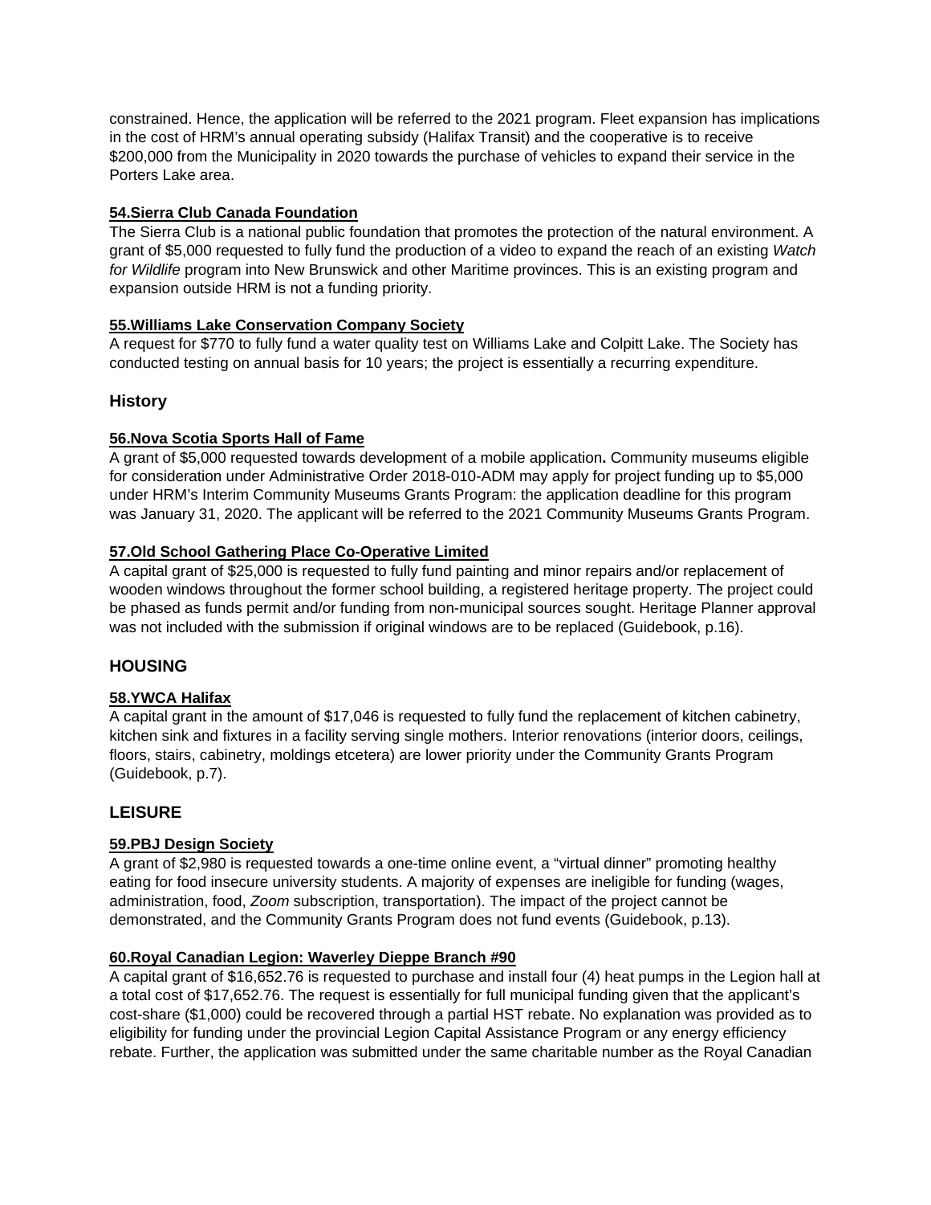constrained. Hence, the application will be referred to the 2021 program. Fleet expansion has implications in the cost of HRM's annual operating subsidy (Halifax Transit) and the cooperative is to receive $200,000 from the Municipality in 2020 towards the purchase of vehicles to expand their service in the Porters Lake area.

**54.Sierra Club Canada Foundation**

The Sierra Club is a national public foundation that promotes the protection of the natural environment. A grant of $5,000 requested to fully fund the production of a video to expand the reach of an existing *Watch for Wildlife* program into New Brunswick and other Maritime provinces. This is an existing program and expansion outside HRM is not a funding priority.

**55.Williams Lake Conservation Company Society**

A request for $770 to fully fund a water quality test on Williams Lake and Colpitt Lake. The Society has conducted testing on annual basis for 10 years; the project is essentially a recurring expenditure.

## History

**56.Nova Scotia Sports Hall of Fame**

A grant of $5,000 requested towards development of a mobile application**.** Community museums eligible for consideration under Administrative Order 2018-010-ADM may apply for project funding up to $5,000 under HRM's Interim Community Museums Grants Program: the application deadline for this program was January 31, 2020. The applicant will be referred to the 2021 Community Museums Grants Program.

**57.Old School Gathering Place Co-Operative Limited**

A capital grant of $25,000 is requested to fully fund painting and minor repairs and/or replacement of wooden windows throughout the former school building, a registered heritage property. The project could be phased as funds permit and/or funding from non-municipal sources sought. Heritage Planner approval was not included with the submission if original windows are to be replaced (Guidebook, p.16).

## HOUSING

**58.YWCA Halifax**

A capital grant in the amount of $17,046 is requested to fully fund the replacement of kitchen cabinetry, kitchen sink and fixtures in a facility serving single mothers. Interior renovations (interior doors, ceilings, floors, stairs, cabinetry, moldings etcetera) are lower priority under the Community Grants Program (Guidebook, p.7).

## LEISURE

**59.PBJ Design Society**

A grant of $2,980 is requested towards a one-time online event, a "virtual dinner" promoting healthy eating for food insecure university students. A majority of expenses are ineligible for funding (wages, administration, food, *Zoom* subscription, transportation). The impact of the project cannot be demonstrated, and the Community Grants Program does not fund events (Guidebook, p.13).

**60.Royal Canadian Legion: Waverley Dieppe Branch #90**

A capital grant of $16,652.76 is requested to purchase and install four (4) heat pumps in the Legion hall at a total cost of $17,652.76. The request is essentially for full municipal funding given that the applicant's cost-share ($1,000) could be recovered through a partial HST rebate. No explanation was provided as to eligibility for funding under the provincial Legion Capital Assistance Program or any energy efficiency rebate. Further, the application was submitted under the same charitable number as the Royal Canadian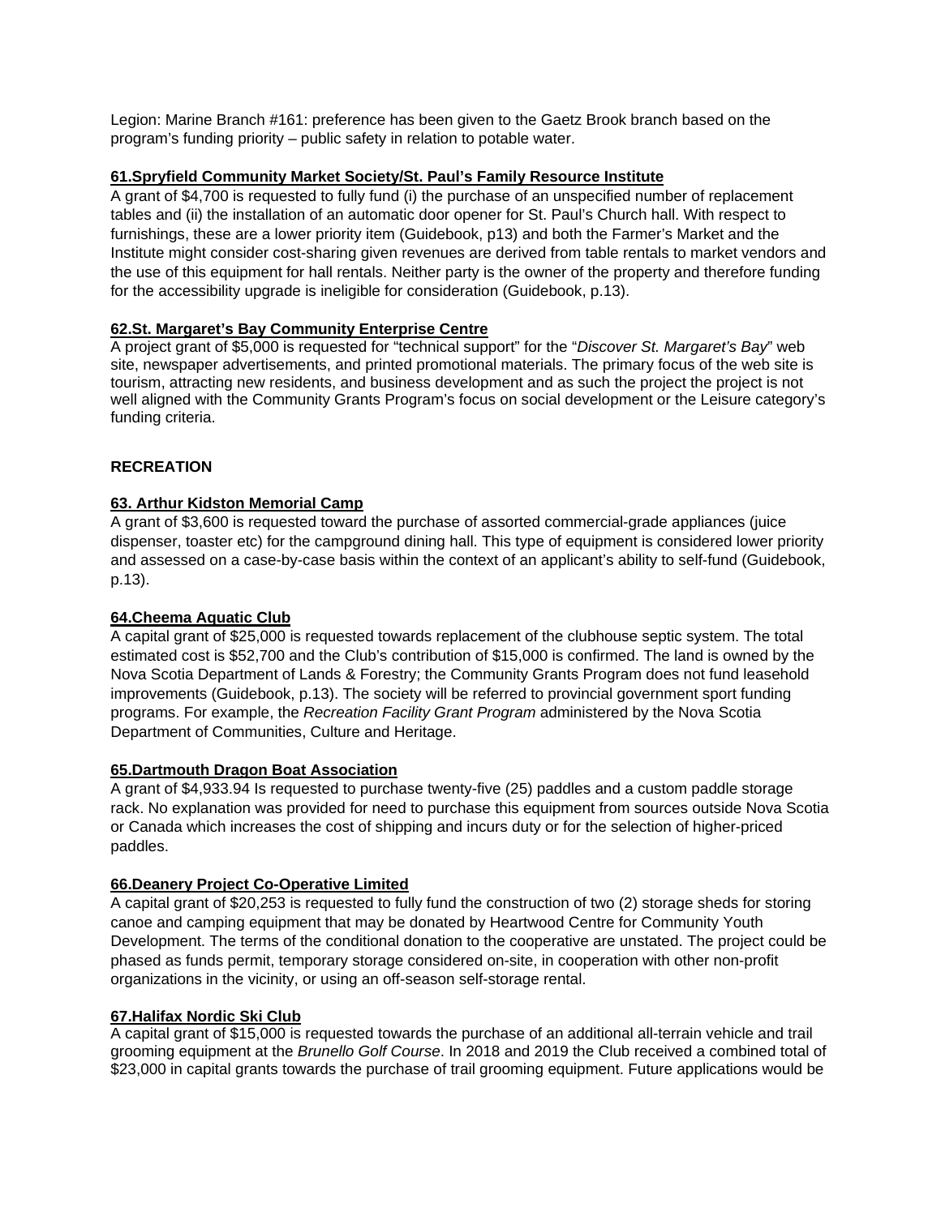Legion: Marine Branch #161: preference has been given to the Gaetz Brook branch based on the program's funding priority – public safety in relation to potable water.

**61.Spryfield Community Market Society/St. Paul's Family Resource Institute**

A grant of $4,700 is requested to fully fund (i) the purchase of an unspecified number of replacement tables and (ii) the installation of an automatic door opener for St. Paul's Church hall. With respect to furnishings, these are a lower priority item (Guidebook, p13) and both the Farmer's Market and the Institute might consider cost-sharing given revenues are derived from table rentals to market vendors and the use of this equipment for hall rentals. Neither party is the owner of the property and therefore funding for the accessibility upgrade is ineligible for consideration (Guidebook, p.13).

**62.St. Margaret's Bay Community Enterprise Centre**

A project grant of $5,000 is requested for "technical support" for the "*Discover St. Margaret's Bay*" web site, newspaper advertisements, and printed promotional materials. The primary focus of the web site is tourism, attracting new residents, and business development and as such the project the project is not well aligned with the Community Grants Program's focus on social development or the Leisure category's funding criteria.

**RECREATION**

**63. Arthur Kidston Memorial Camp**

A grant of $3,600 is requested toward the purchase of assorted commercial-grade appliances (juice dispenser, toaster etc) for the campground dining hall. This type of equipment is considered lower priority and assessed on a case-by-case basis within the context of an applicant's ability to self-fund (Guidebook, p.13).

**64.Cheema Aquatic Club**

A capital grant of $25,000 is requested towards replacement of the clubhouse septic system. The total estimated cost is $52,700 and the Club's contribution of $15,000 is confirmed. The land is owned by the Nova Scotia Department of Lands & Forestry; the Community Grants Program does not fund leasehold improvements (Guidebook, p.13). The society will be referred to provincial government sport funding programs. For example, the *Recreation Facility Grant Program* administered by the Nova Scotia Department of Communities, Culture and Heritage.

**65.Dartmouth Dragon Boat Association**

A grant of $4,933.94 Is requested to purchase twenty-five (25) paddles and a custom paddle storage rack. No explanation was provided for need to purchase this equipment from sources outside Nova Scotia or Canada which increases the cost of shipping and incurs duty or for the selection of higher-priced paddles.

**66.Deanery Project Co-Operative Limited**

A capital grant of $20,253 is requested to fully fund the construction of two (2) storage sheds for storing canoe and camping equipment that may be donated by Heartwood Centre for Community Youth Development. The terms of the conditional donation to the cooperative are unstated. The project could be phased as funds permit, temporary storage considered on-site, in cooperation with other non-profit organizations in the vicinity, or using an off-season self-storage rental.

**67.Halifax Nordic Ski Club**

A capital grant of $15,000 is requested towards the purchase of an additional all-terrain vehicle and trail grooming equipment at the *Brunello Golf Course*. In 2018 and 2019 the Club received a combined total of $23,000 in capital grants towards the purchase of trail grooming equipment. Future applications would be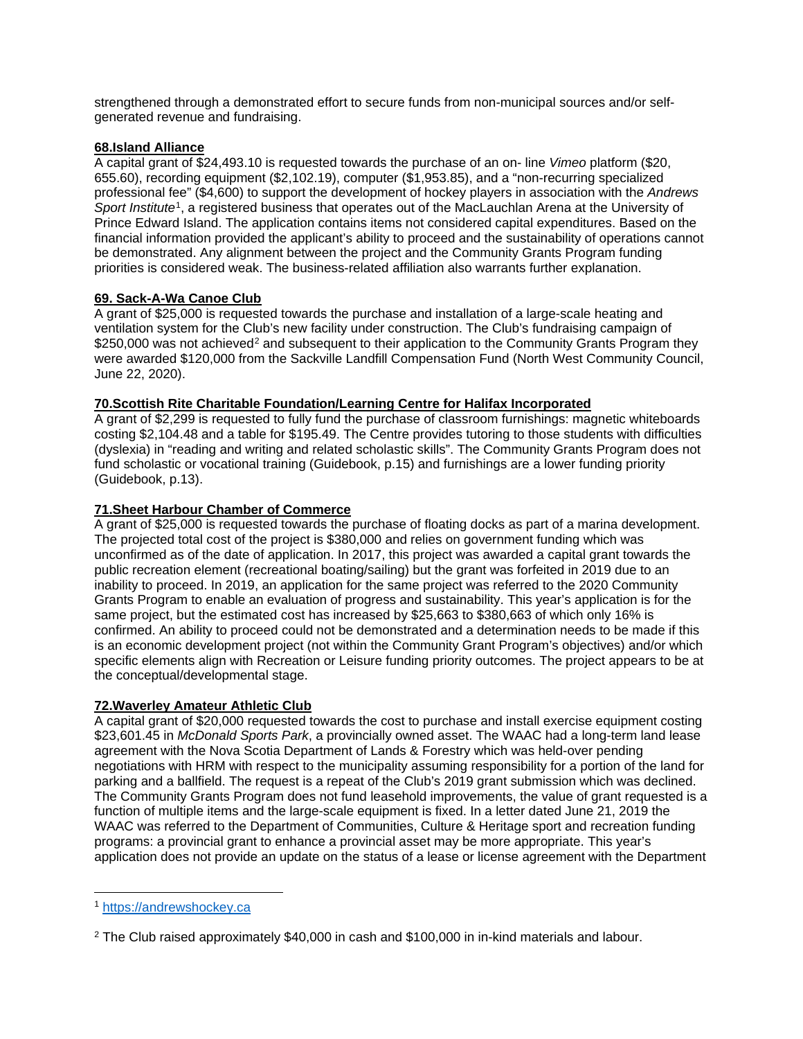strengthened through a demonstrated effort to secure funds from non-municipal sources and/or self-generated revenue and fundraising.

**68.Island Alliance**

A capital grant of $24,493.10 is requested towards the purchase of an on- line *Vimeo* platform ($20, 655.60), recording equipment ($2,102.19), computer ($1,953.85), and a "non-recurring specialized professional fee" ($4,600) to support the development of hockey players in association with the *Andrews Sport Institute*[1], a registered business that operates out of the MacLauchlan Arena at the University of Prince Edward Island. The application contains items not considered capital expenditures. Based on the financial information provided the applicant's ability to proceed and the sustainability of operations cannot be demonstrated. Any alignment between the project and the Community Grants Program funding priorities is considered weak. The business-related affiliation also warrants further explanation.

**69. Sack-A-Wa Canoe Club**

A grant of $25,000 is requested towards the purchase and installation of a large-scale heating and ventilation system for the Club's new facility under construction. The Club's fundraising campaign of $250,000 was not achieved[2] and subsequent to their application to the Community Grants Program they were awarded $120,000 from the Sackville Landfill Compensation Fund (North West Community Council, June 22, 2020).

**70.Scottish Rite Charitable Foundation/Learning Centre for Halifax Incorporated**

A grant of $2,299 is requested to fully fund the purchase of classroom furnishings: magnetic whiteboards costing $2,104.48 and a table for $195.49. The Centre provides tutoring to those students with difficulties (dyslexia) in "reading and writing and related scholastic skills". The Community Grants Program does not fund scholastic or vocational training (Guidebook, p.15) and furnishings are a lower funding priority (Guidebook, p.13).

**71.Sheet Harbour Chamber of Commerce**

A grant of $25,000 is requested towards the purchase of floating docks as part of a marina development. The projected total cost of the project is $380,000 and relies on government funding which was unconfirmed as of the date of application. In 2017, this project was awarded a capital grant towards the public recreation element (recreational boating/sailing) but the grant was forfeited in 2019 due to an inability to proceed. In 2019, an application for the same project was referred to the 2020 Community Grants Program to enable an evaluation of progress and sustainability. This year's application is for the same project, but the estimated cost has increased by $25,663 to $380,663 of which only 16% is confirmed. An ability to proceed could not be demonstrated and a determination needs to be made if this is an economic development project (not within the Community Grant Program's objectives) and/or which specific elements align with Recreation or Leisure funding priority outcomes. The project appears to be at the conceptual/developmental stage.

**72.Waverley Amateur Athletic Club**

A capital grant of $20,000 requested towards the cost to purchase and install exercise equipment costing $23,601.45 in *McDonald Sports Park*, a provincially owned asset. The WAAC had a long-term land lease agreement with the Nova Scotia Department of Lands & Forestry which was held-over pending negotiations with HRM with respect to the municipality assuming responsibility for a portion of the land for parking and a ballfield. The request is a repeat of the Club's 2019 grant submission which was declined. The Community Grants Program does not fund leasehold improvements, the value of grant requested is a function of multiple items and the large-scale equipment is fixed. In a letter dated June 21, 2019 the WAAC was referred to the Department of Communities, Culture & Heritage sport and recreation funding programs: a provincial grant to enhance a provincial asset may be more appropriate. This year's application does not provide an update on the status of a lease or license agreement with the Department

---

[1] https://andrewshockey.ca

[2] The Club raised approximately $40,000 in cash and $100,000 in in-kind materials and labour.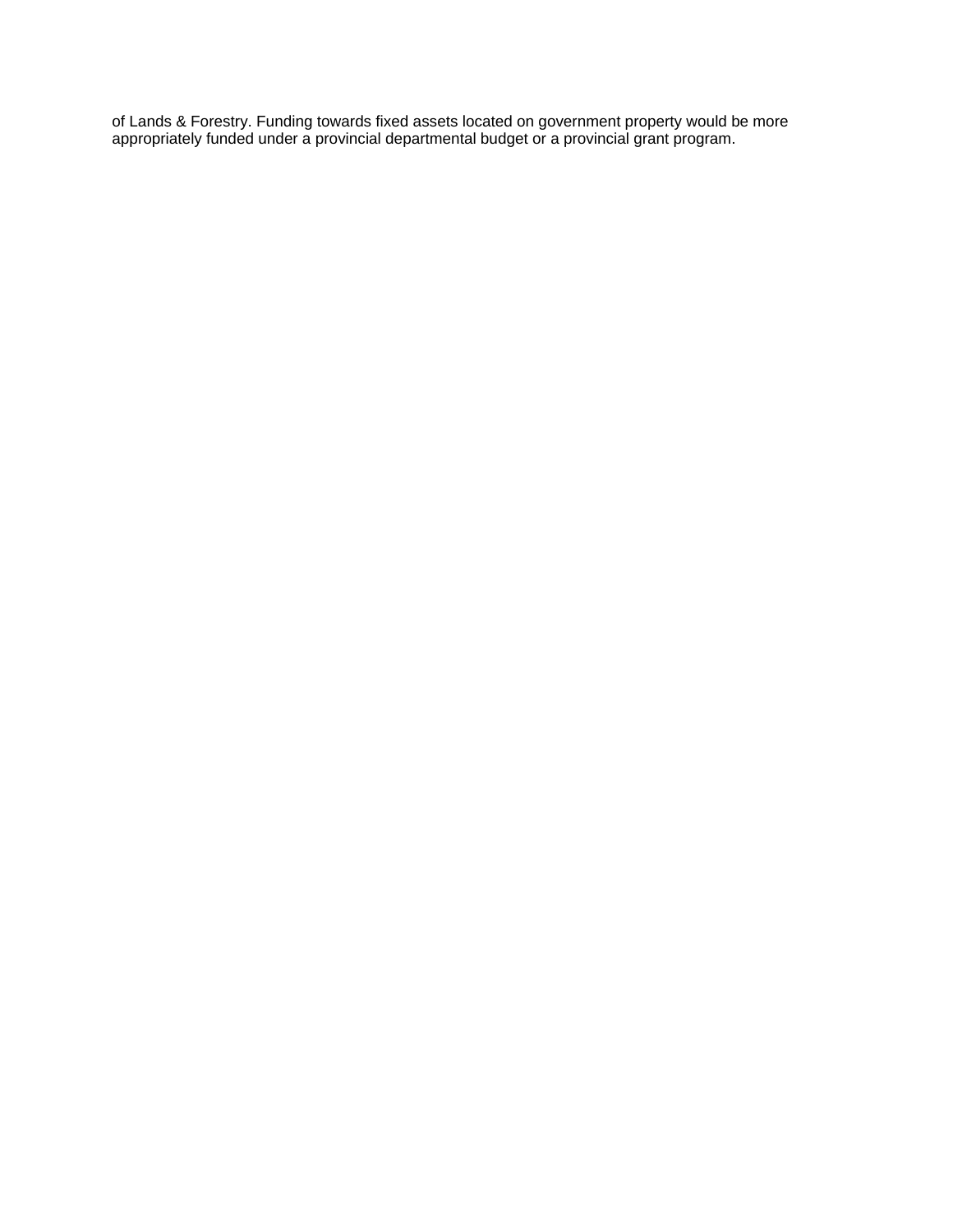of Lands & Forestry. Funding towards fixed assets located on government property would be more appropriately funded under a provincial departmental budget or a provincial grant program.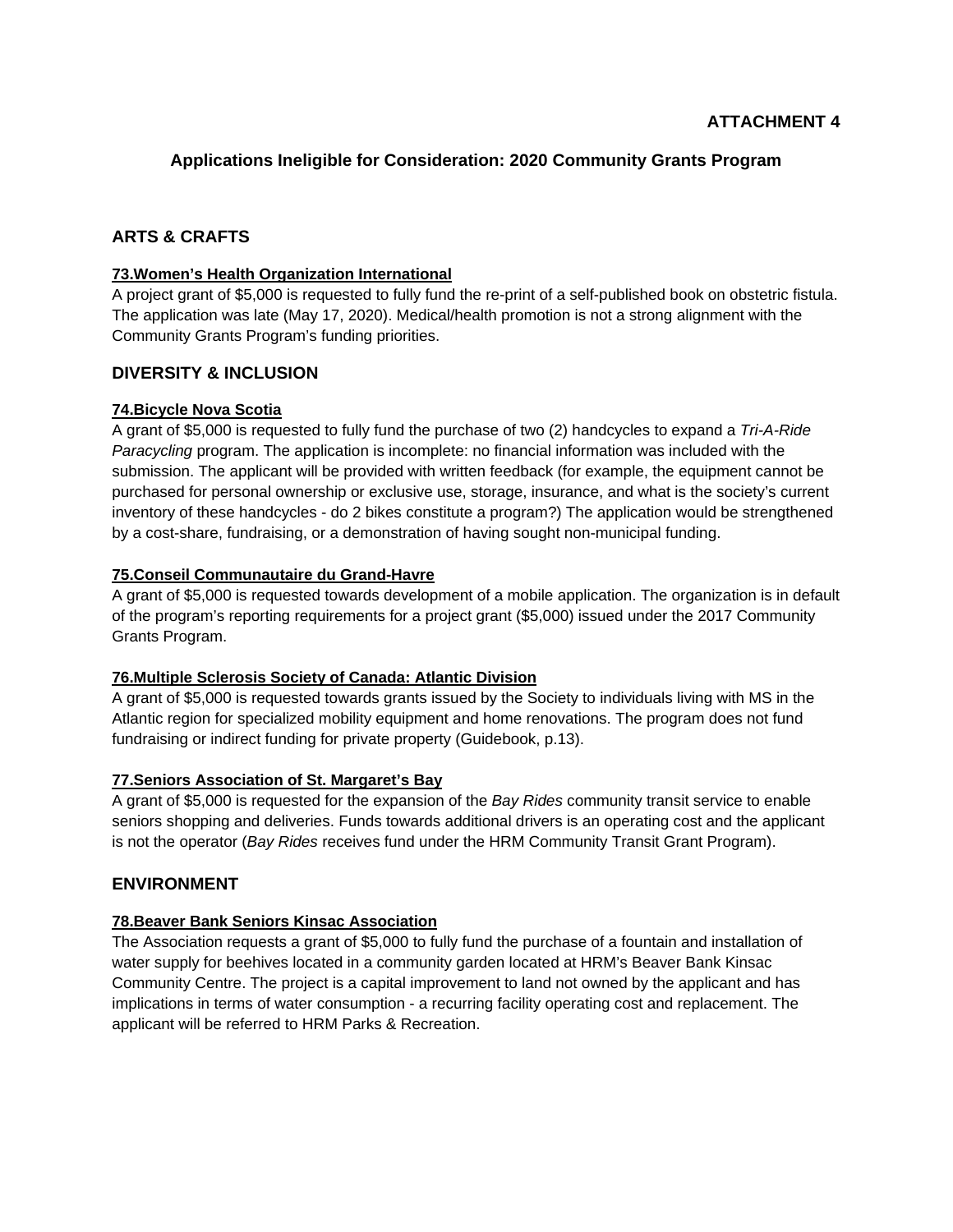**ATTACHMENT 4**

## Applications Ineligible for Consideration: 2020 Community Grants Program

### ARTS & CRAFTS

**73.Women's Health Organization International**

A project grant of $5,000 is requested to fully fund the re-print of a self-published book on obstetric fistula. The application was late (May 17, 2020). Medical/health promotion is not a strong alignment with the Community Grants Program's funding priorities.

### DIVERSITY & INCLUSION

**74.Bicycle Nova Scotia**

A grant of $5,000 is requested to fully fund the purchase of two (2) handcycles to expand a *Tri-A-Ride Paracycling* program. The application is incomplete: no financial information was included with the submission. The applicant will be provided with written feedback (for example, the equipment cannot be purchased for personal ownership or exclusive use, storage, insurance, and what is the society's current inventory of these handcycles - do 2 bikes constitute a program?) The application would be strengthened by a cost-share, fundraising, or a demonstration of having sought non-municipal funding.

**75.Conseil Communautaire du Grand-Havre**

A grant of $5,000 is requested towards development of a mobile application. The organization is in default of the program's reporting requirements for a project grant ($5,000) issued under the 2017 Community Grants Program.

**76.Multiple Sclerosis Society of Canada: Atlantic Division**

A grant of $5,000 is requested towards grants issued by the Society to individuals living with MS in the Atlantic region for specialized mobility equipment and home renovations. The program does not fund fundraising or indirect funding for private property (Guidebook, p.13).

**77.Seniors Association of St. Margaret's Bay**

A grant of $5,000 is requested for the expansion of the *Bay Rides* community transit service to enable seniors shopping and deliveries. Funds towards additional drivers is an operating cost and the applicant is not the operator (*Bay Rides* receives fund under the HRM Community Transit Grant Program).

### ENVIRONMENT

**78.Beaver Bank Seniors Kinsac Association**

The Association requests a grant of $5,000 to fully fund the purchase of a fountain and installation of water supply for beehives located in a community garden located at HRM's Beaver Bank Kinsac Community Centre. The project is a capital improvement to land not owned by the applicant and has implications in terms of water consumption - a recurring facility operating cost and replacement. The applicant will be referred to HRM Parks & Recreation.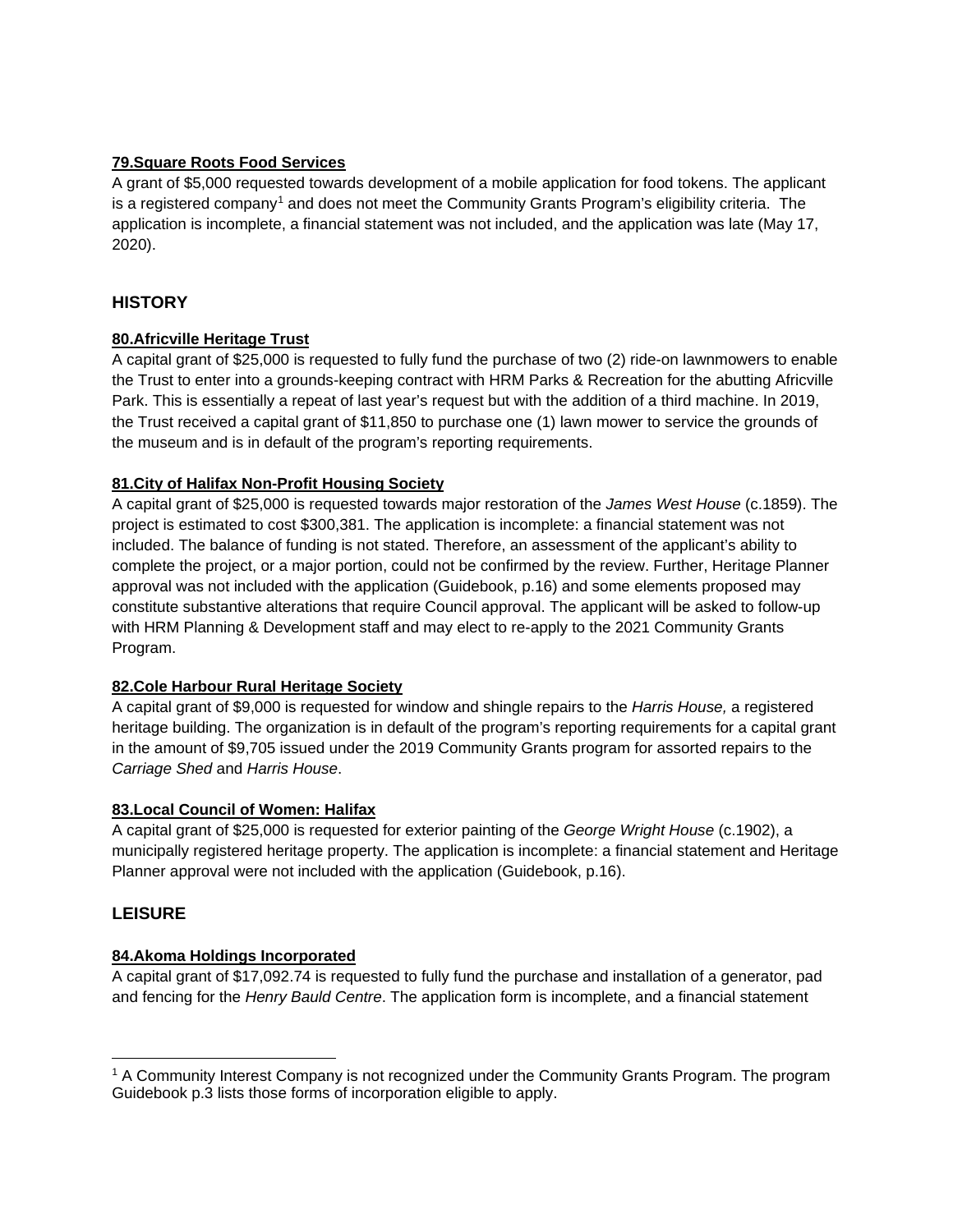**79.Square Roots Food Services**

A grant of $5,000 requested towards development of a mobile application for food tokens. The applicant is a registered company[1] and does not meet the Community Grants Program's eligibility criteria. The application is incomplete, a financial statement was not included, and the application was late (May 17, 2020).

## HISTORY

**80.Africville Heritage Trust**

A capital grant of $25,000 is requested to fully fund the purchase of two (2) ride-on lawnmowers to enable the Trust to enter into a grounds-keeping contract with HRM Parks & Recreation for the abutting Africville Park. This is essentially a repeat of last year's request but with the addition of a third machine. In 2019, the Trust received a capital grant of $11,850 to purchase one (1) lawn mower to service the grounds of the museum and is in default of the program's reporting requirements.

**81.City of Halifax Non-Profit Housing Society**

A capital grant of $25,000 is requested towards major restoration of the *James West House* (c.1859). The project is estimated to cost $300,381. The application is incomplete: a financial statement was not included. The balance of funding is not stated. Therefore, an assessment of the applicant's ability to complete the project, or a major portion, could not be confirmed by the review. Further, Heritage Planner approval was not included with the application (Guidebook, p.16) and some elements proposed may constitute substantive alterations that require Council approval. The applicant will be asked to follow-up with HRM Planning & Development staff and may elect to re-apply to the 2021 Community Grants Program.

**82.Cole Harbour Rural Heritage Society**

A capital grant of $9,000 is requested for window and shingle repairs to the *Harris House,* a registered heritage building. The organization is in default of the program's reporting requirements for a capital grant in the amount of $9,705 issued under the 2019 Community Grants program for assorted repairs to the *Carriage Shed* and *Harris House*.

**83.Local Council of Women: Halifax**

A capital grant of $25,000 is requested for exterior painting of the *George Wright House* (c.1902), a municipally registered heritage property. The application is incomplete: a financial statement and Heritage Planner approval were not included with the application (Guidebook, p.16).

## LEISURE

**84.Akoma Holdings Incorporated**

A capital grant of $17,092.74 is requested to fully fund the purchase and installation of a generator, pad and fencing for the *Henry Bauld Centre*. The application form is incomplete, and a financial statement

---

[1] A Community Interest Company is not recognized under the Community Grants Program. The program Guidebook p.3 lists those forms of incorporation eligible to apply.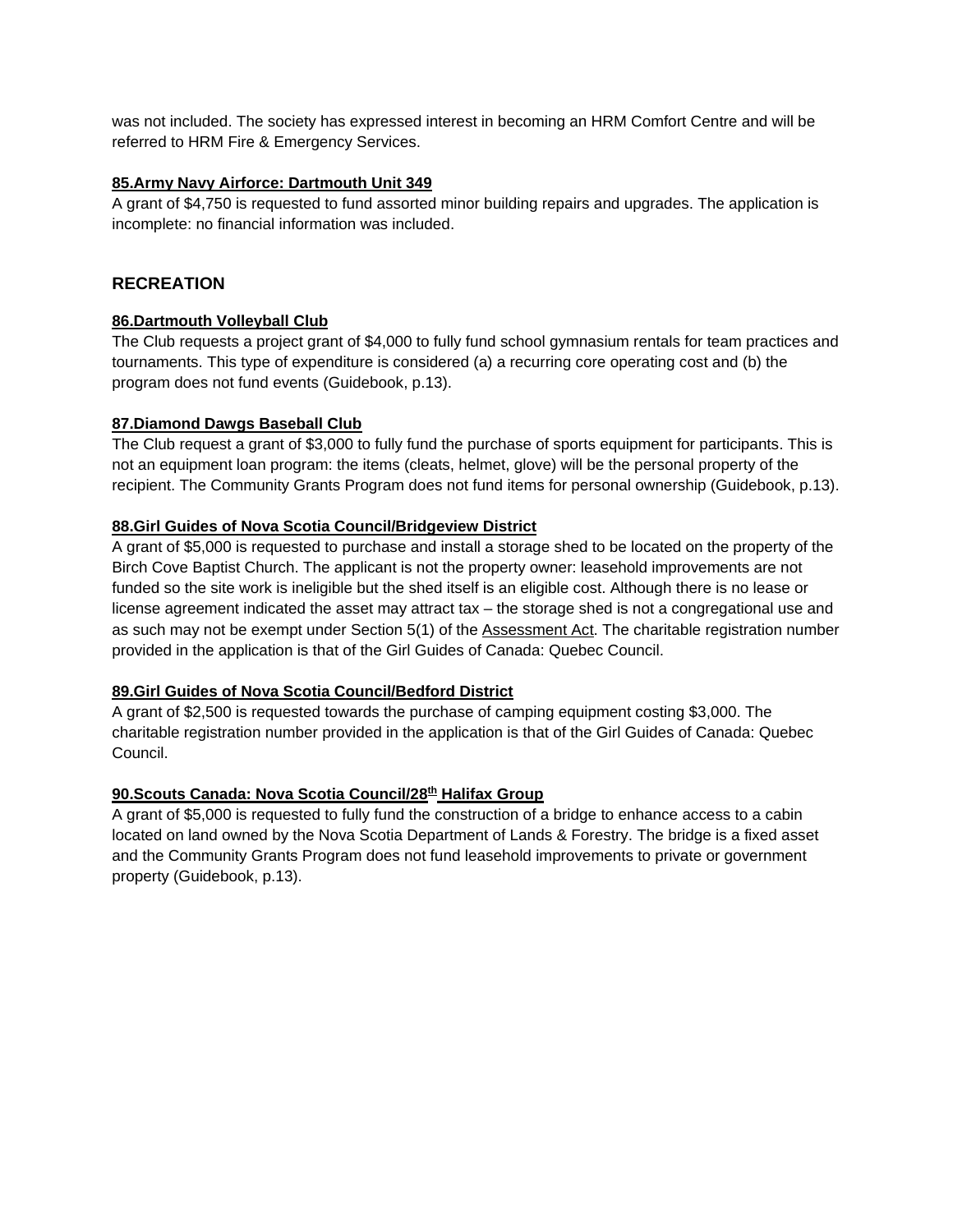was not included. The society has expressed interest in becoming an HRM Comfort Centre and will be referred to HRM Fire & Emergency Services.

**85.Army Navy Airforce: Dartmouth Unit 349**

A grant of $4,750 is requested to fund assorted minor building repairs and upgrades. The application is incomplete: no financial information was included.

## RECREATION

**86.Dartmouth Volleyball Club**

The Club requests a project grant of $4,000 to fully fund school gymnasium rentals for team practices and tournaments. This type of expenditure is considered (a) a recurring core operating cost and (b) the program does not fund events (Guidebook, p.13).

**87.Diamond Dawgs Baseball Club**

The Club request a grant of $3,000 to fully fund the purchase of sports equipment for participants. This is not an equipment loan program: the items (cleats, helmet, glove) will be the personal property of the recipient. The Community Grants Program does not fund items for personal ownership (Guidebook, p.13).

**88.Girl Guides of Nova Scotia Council/Bridgeview District**

A grant of $5,000 is requested to purchase and install a storage shed to be located on the property of the Birch Cove Baptist Church. The applicant is not the property owner: leasehold improvements are not funded so the site work is ineligible but the shed itself is an eligible cost. Although there is no lease or license agreement indicated the asset may attract tax – the storage shed is not a congregational use and as such may not be exempt under Section 5(1) of the Assessment Act. The charitable registration number provided in the application is that of the Girl Guides of Canada: Quebec Council.

**89.Girl Guides of Nova Scotia Council/Bedford District**

A grant of $2,500 is requested towards the purchase of camping equipment costing $3,000. The charitable registration number provided in the application is that of the Girl Guides of Canada: Quebec Council.

**90.Scouts Canada: Nova Scotia Council/28th Halifax Group**

A grant of $5,000 is requested to fully fund the construction of a bridge to enhance access to a cabin located on land owned by the Nova Scotia Department of Lands & Forestry. The bridge is a fixed asset and the Community Grants Program does not fund leasehold improvements to private or government property (Guidebook, p.13).